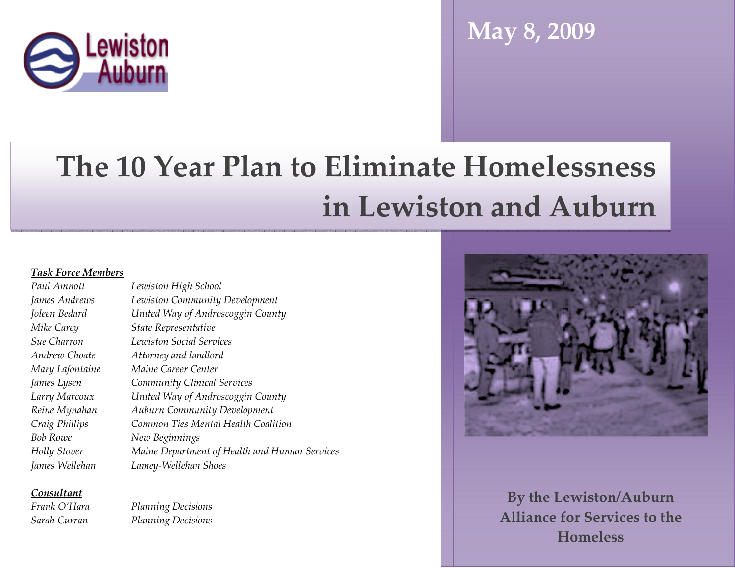Lewiston Auburn

**May 8, 2009**

# The 10 Year Plan to Eliminate Homelessness in Lewiston and Auburn

***Task Force Members***

| | |
|---|---|
| *Paul Amnott* | *Lewiston High School* |
| *James Andrews* | *Lewiston Community Development* |
| *Joleen Bedard* | *United Way of Androscoggin County* |
| *Mike Carey* | *State Representative* |
| *Sue Charron* | *Lewiston Social Services* |
| *Andrew Choate* | *Attorney and landlord* |
| *Mary Lafontaine* | *Maine Career Center* |
| *James Lysen* | *Community Clinical Services* |
| *Larry Marcoux* | *United Way of Androscoggin County* |
| *Reine Mynahan* | *Auburn Community Development* |
| *Craig Phillips* | *Common Ties Mental Health Coalition* |
| *Bob Rowe* | *New Beginnings* |
| *Holly Stover* | *Maine Department of Health and Human Services* |
| *James Wellehan* | *Lamey-Wellehan Shoes* |

***Consultant***

| | |
|---|---|
| *Frank O'Hara* | *Planning Decisions* |
| *Sarah Curran* | *Planning Decisions* |

**By the Lewiston/Auburn Alliance for Services to the Homeless**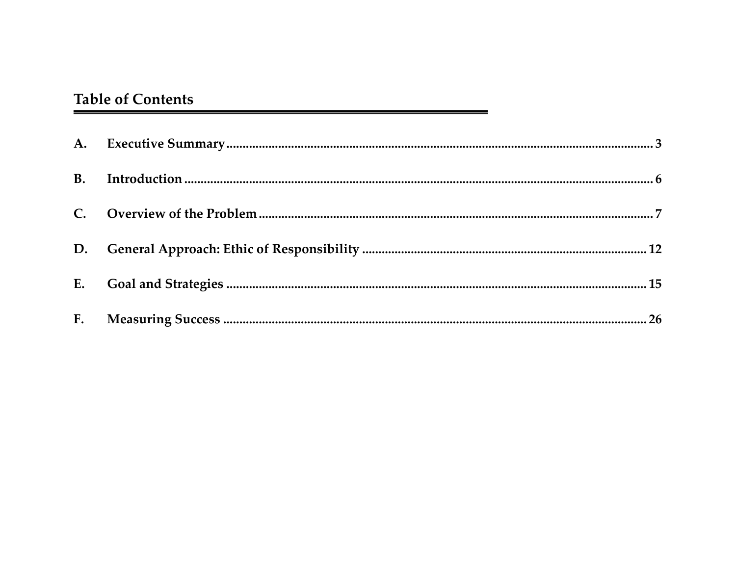## Table of Contents

**A. Executive Summary** .......... 3

**B. Introduction** .......... 6

**C. Overview of the Problem** .......... 7

**D. General Approach: Ethic of Responsibility** .......... 12

**E. Goal and Strategies** .......... 15

**F. Measuring Success** .......... 26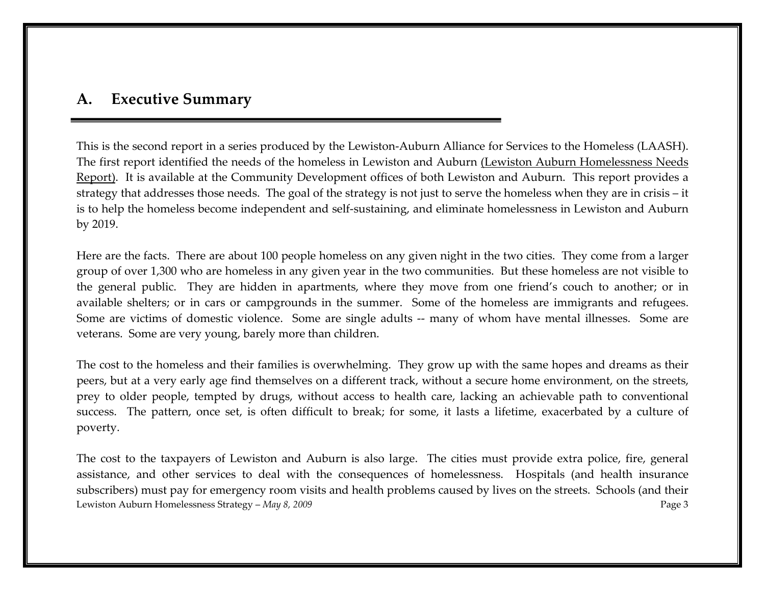## A. Executive Summary

This is the second report in a series produced by the Lewiston-Auburn Alliance for Services to the Homeless (LAASH). The first report identified the needs of the homeless in Lewiston and Auburn (Lewiston Auburn Homelessness Needs Report). It is available at the Community Development offices of both Lewiston and Auburn. This report provides a strategy that addresses those needs. The goal of the strategy is not just to serve the homeless when they are in crisis – it is to help the homeless become independent and self-sustaining, and eliminate homelessness in Lewiston and Auburn by 2019.

Here are the facts. There are about 100 people homeless on any given night in the two cities. They come from a larger group of over 1,300 who are homeless in any given year in the two communities. But these homeless are not visible to the general public. They are hidden in apartments, where they move from one friend's couch to another; or in available shelters; or in cars or campgrounds in the summer. Some of the homeless are immigrants and refugees. Some are victims of domestic violence. Some are single adults -- many of whom have mental illnesses. Some are veterans. Some are very young, barely more than children.

The cost to the homeless and their families is overwhelming. They grow up with the same hopes and dreams as their peers, but at a very early age find themselves on a different track, without a secure home environment, on the streets, prey to older people, tempted by drugs, without access to health care, lacking an achievable path to conventional success. The pattern, once set, is often difficult to break; for some, it lasts a lifetime, exacerbated by a culture of poverty.

The cost to the taxpayers of Lewiston and Auburn is also large. The cities must provide extra police, fire, general assistance, and other services to deal with the consequences of homelessness. Hospitals (and health insurance subscribers) must pay for emergency room visits and health problems caused by lives on the streets. Schools (and their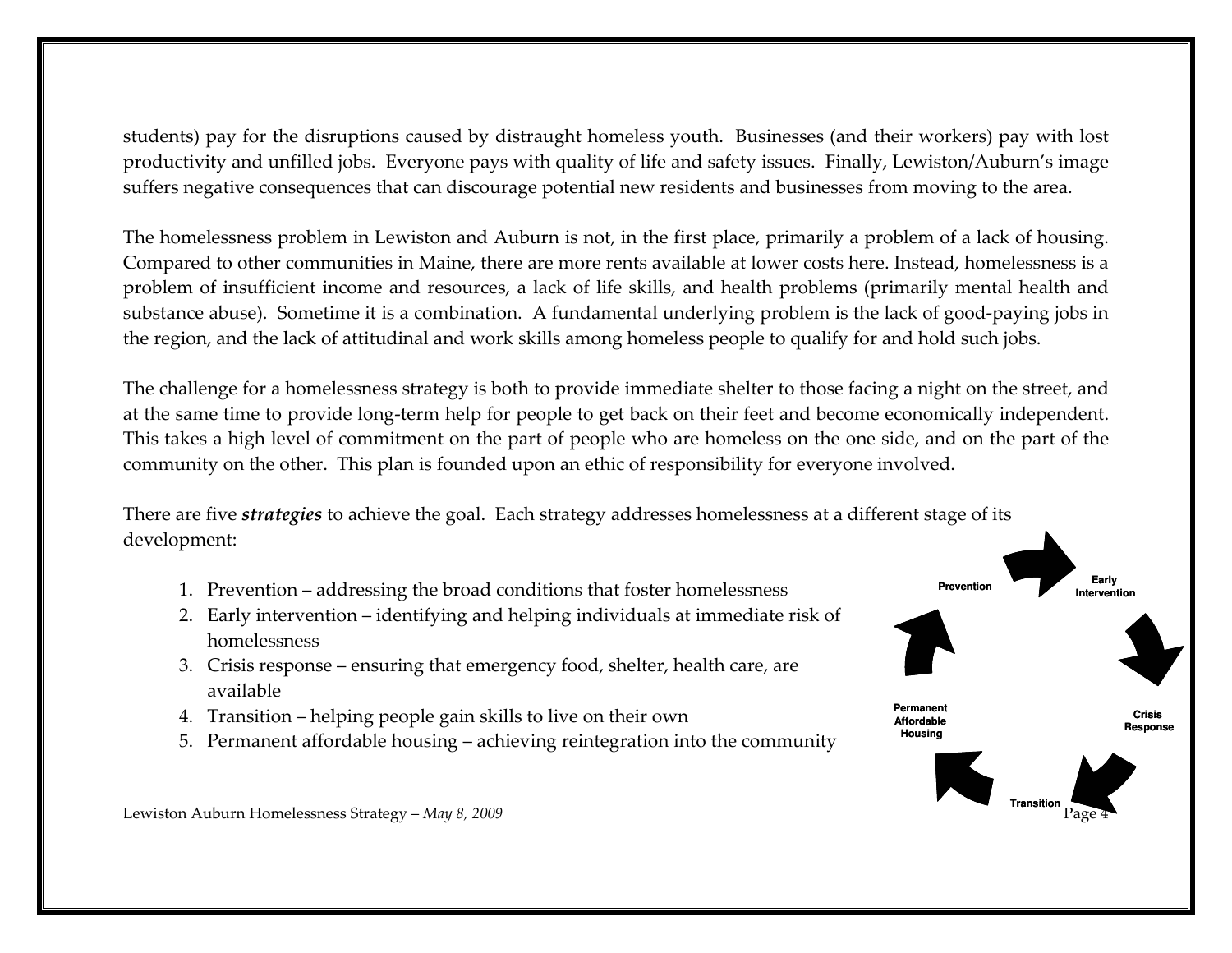students) pay for the disruptions caused by distraught homeless youth. Businesses (and their workers) pay with lost productivity and unfilled jobs. Everyone pays with quality of life and safety issues. Finally, Lewiston/Auburn's image suffers negative consequences that can discourage potential new residents and businesses from moving to the area.

The homelessness problem in Lewiston and Auburn is not, in the first place, primarily a problem of a lack of housing. Compared to other communities in Maine, there are more rents available at lower costs here. Instead, homelessness is a problem of insufficient income and resources, a lack of life skills, and health problems (primarily mental health and substance abuse). Sometime it is a combination. A fundamental underlying problem is the lack of good-paying jobs in the region, and the lack of attitudinal and work skills among homeless people to qualify for and hold such jobs.

The challenge for a homelessness strategy is both to provide immediate shelter to those facing a night on the street, and at the same time to provide long-term help for people to get back on their feet and become economically independent. This takes a high level of commitment on the part of people who are homeless on the one side, and on the part of the community on the other. This plan is founded upon an ethic of responsibility for everyone involved.

There are five ***strategies*** to achieve the goal. Each strategy addresses homelessness at a different stage of its development:

1. Prevention – addressing the broad conditions that foster homelessness
2. Early intervention – identifying and helping individuals at immediate risk of homelessness
3. Crisis response – ensuring that emergency food, shelter, health care, are available
4. Transition – helping people gain skills to live on their own
5. Permanent affordable housing – achieving reintegration into the community

Prevention → Early Intervention → Crisis Response → Transition → Permanent Affordable Housing → Prevention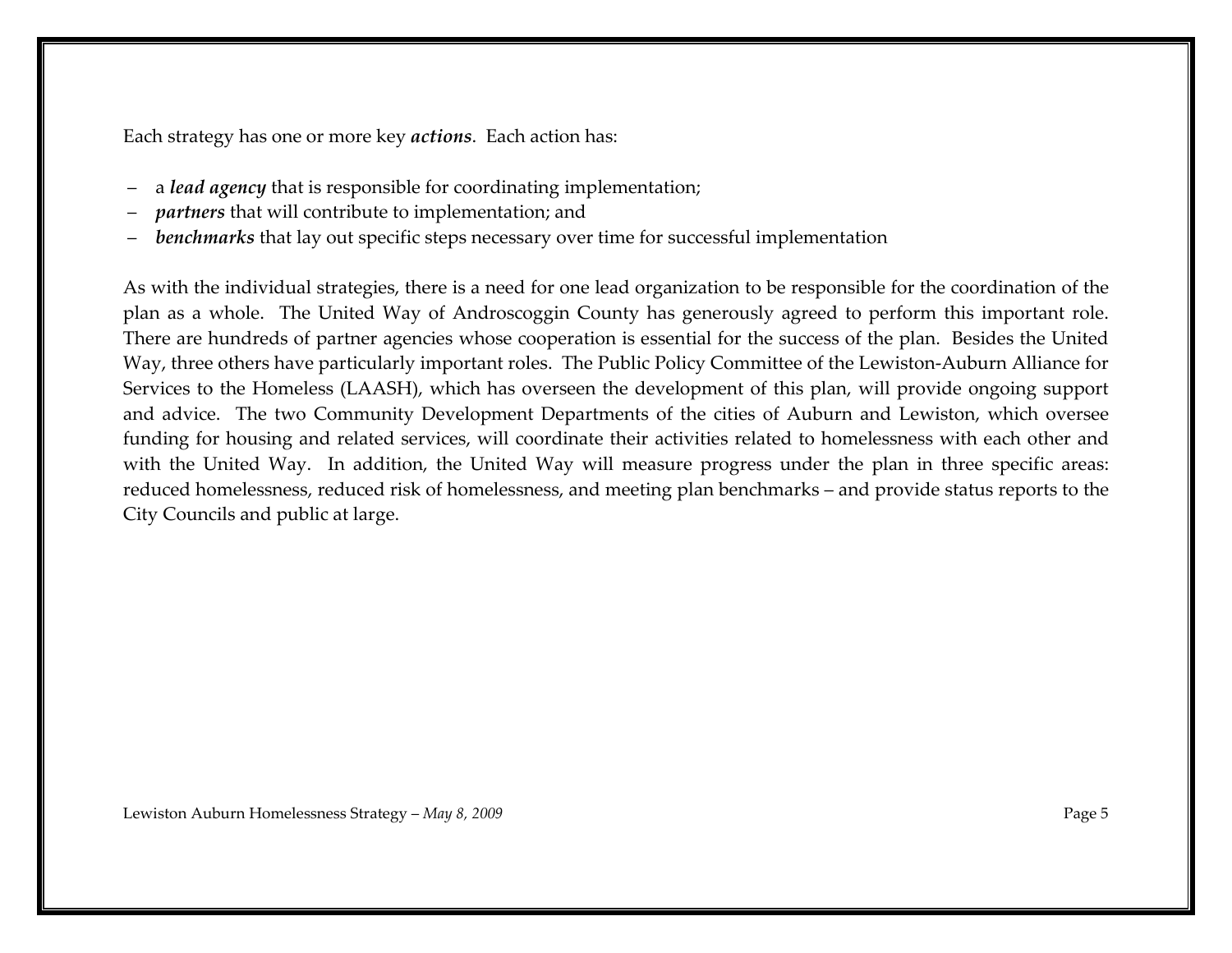Each strategy has one or more key ***actions***. Each action has:

- a ***lead agency*** that is responsible for coordinating implementation;
- ***partners*** that will contribute to implementation; and
- ***benchmarks*** that lay out specific steps necessary over time for successful implementation

As with the individual strategies, there is a need for one lead organization to be responsible for the coordination of the plan as a whole. The United Way of Androscoggin County has generously agreed to perform this important role. There are hundreds of partner agencies whose cooperation is essential for the success of the plan. Besides the United Way, three others have particularly important roles. The Public Policy Committee of the Lewiston-Auburn Alliance for Services to the Homeless (LAASH), which has overseen the development of this plan, will provide ongoing support and advice. The two Community Development Departments of the cities of Auburn and Lewiston, which oversee funding for housing and related services, will coordinate their activities related to homelessness with each other and with the United Way. In addition, the United Way will measure progress under the plan in three specific areas: reduced homelessness, reduced risk of homelessness, and meeting plan benchmarks – and provide status reports to the City Councils and public at large.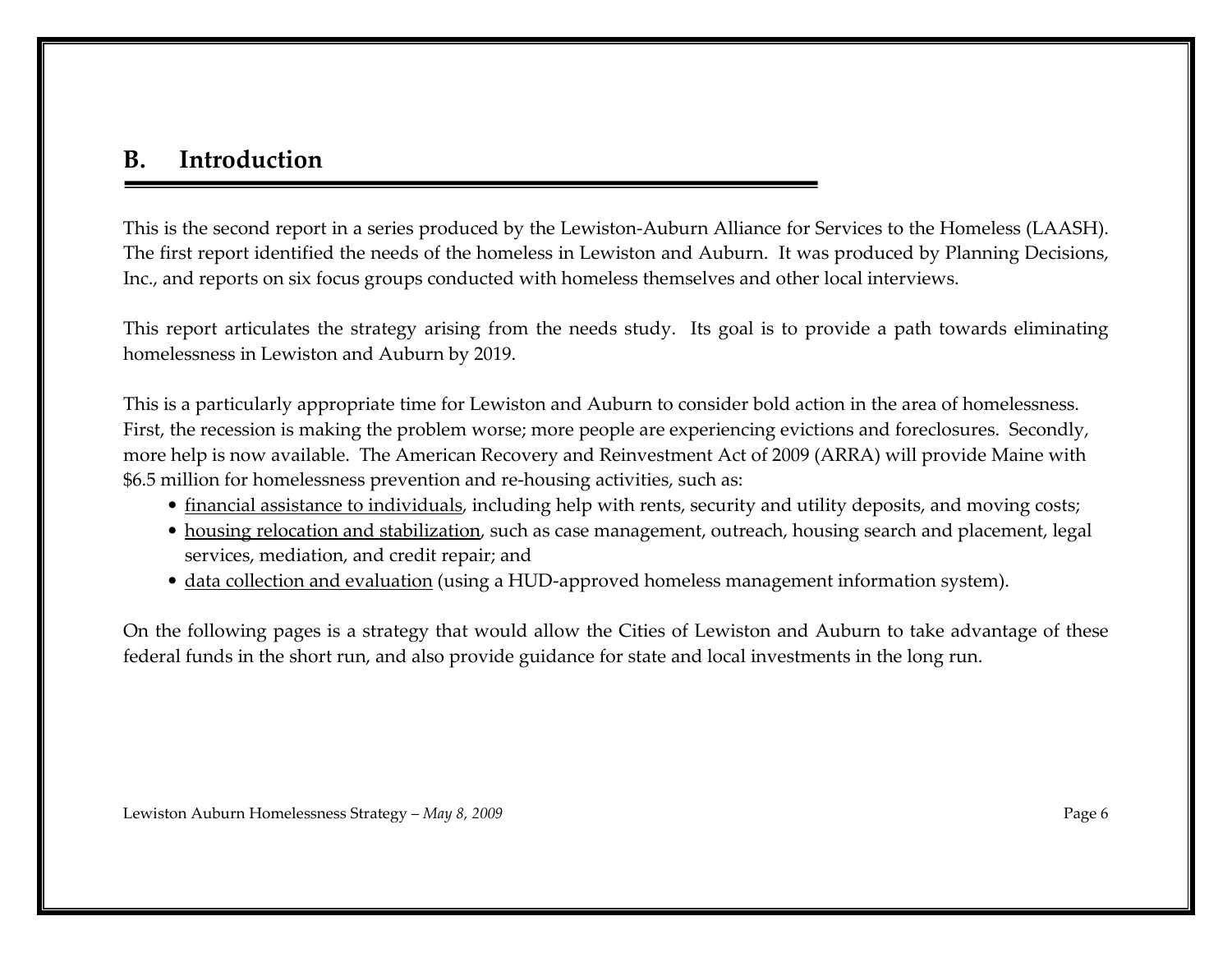## B. Introduction

This is the second report in a series produced by the Lewiston-Auburn Alliance for Services to the Homeless (LAASH). The first report identified the needs of the homeless in Lewiston and Auburn. It was produced by Planning Decisions, Inc., and reports on six focus groups conducted with homeless themselves and other local interviews.

This report articulates the strategy arising from the needs study. Its goal is to provide a path towards eliminating homelessness in Lewiston and Auburn by 2019.

This is a particularly appropriate time for Lewiston and Auburn to consider bold action in the area of homelessness. First, the recession is making the problem worse; more people are experiencing evictions and foreclosures. Secondly, more help is now available. The American Recovery and Reinvestment Act of 2009 (ARRA) will provide Maine with $6.5 million for homelessness prevention and re-housing activities, such as:

- <u>financial assistance to individuals</u>, including help with rents, security and utility deposits, and moving costs;
- <u>housing relocation and stabilization</u>, such as case management, outreach, housing search and placement, legal services, mediation, and credit repair; and
- <u>data collection and evaluation</u> (using a HUD-approved homeless management information system).

On the following pages is a strategy that would allow the Cities of Lewiston and Auburn to take advantage of these federal funds in the short run, and also provide guidance for state and local investments in the long run.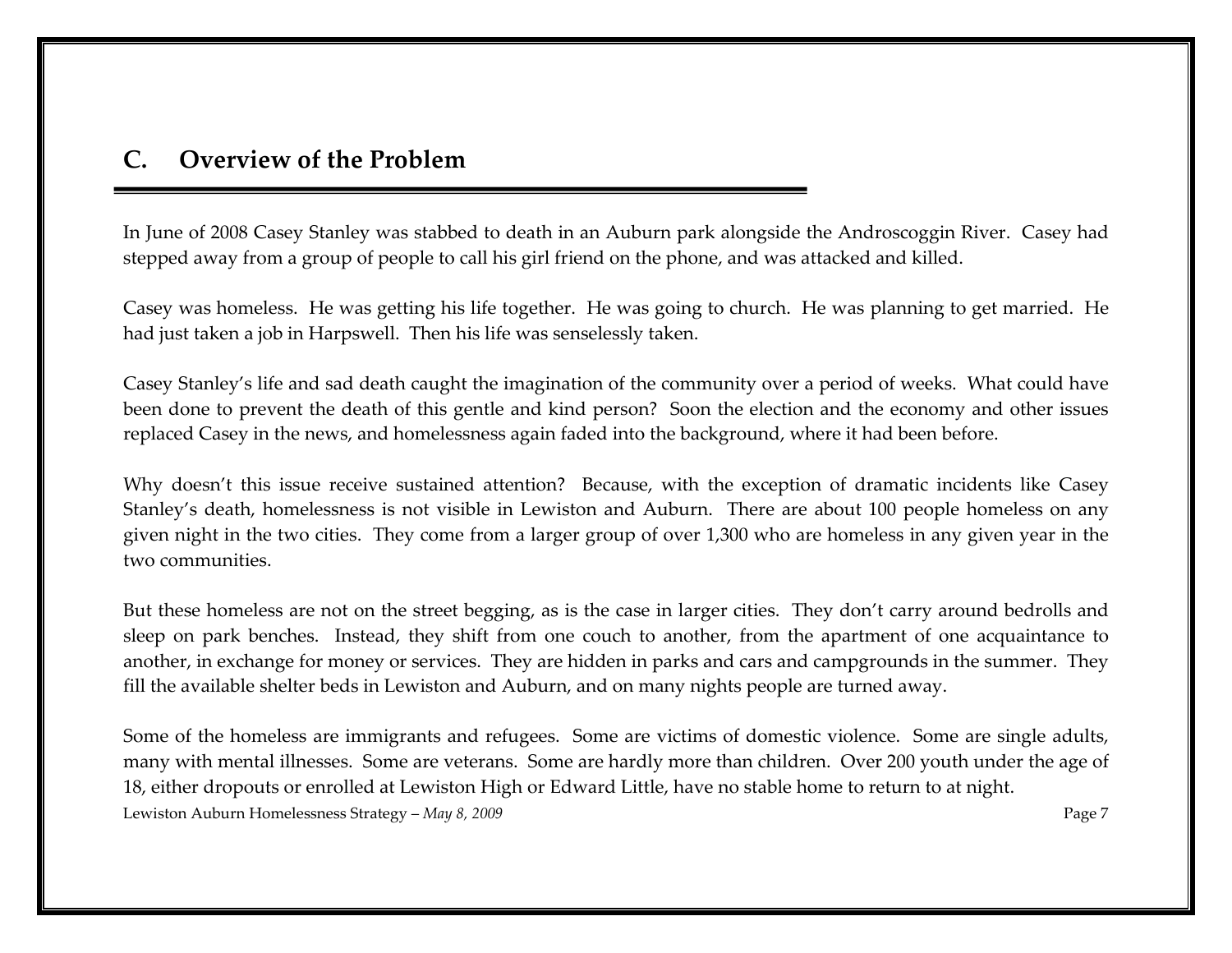## C. Overview of the Problem

In June of 2008 Casey Stanley was stabbed to death in an Auburn park alongside the Androscoggin River. Casey had stepped away from a group of people to call his girl friend on the phone, and was attacked and killed.

Casey was homeless. He was getting his life together. He was going to church. He was planning to get married. He had just taken a job in Harpswell. Then his life was senselessly taken.

Casey Stanley's life and sad death caught the imagination of the community over a period of weeks. What could have been done to prevent the death of this gentle and kind person? Soon the election and the economy and other issues replaced Casey in the news, and homelessness again faded into the background, where it had been before.

Why doesn't this issue receive sustained attention? Because, with the exception of dramatic incidents like Casey Stanley's death, homelessness is not visible in Lewiston and Auburn. There are about 100 people homeless on any given night in the two cities. They come from a larger group of over 1,300 who are homeless in any given year in the two communities.

But these homeless are not on the street begging, as is the case in larger cities. They don't carry around bedrolls and sleep on park benches. Instead, they shift from one couch to another, from the apartment of one acquaintance to another, in exchange for money or services. They are hidden in parks and cars and campgrounds in the summer. They fill the available shelter beds in Lewiston and Auburn, and on many nights people are turned away.

Some of the homeless are immigrants and refugees. Some are victims of domestic violence. Some are single adults, many with mental illnesses. Some are veterans. Some are hardly more than children. Over 200 youth under the age of 18, either dropouts or enrolled at Lewiston High or Edward Little, have no stable home to return to at night.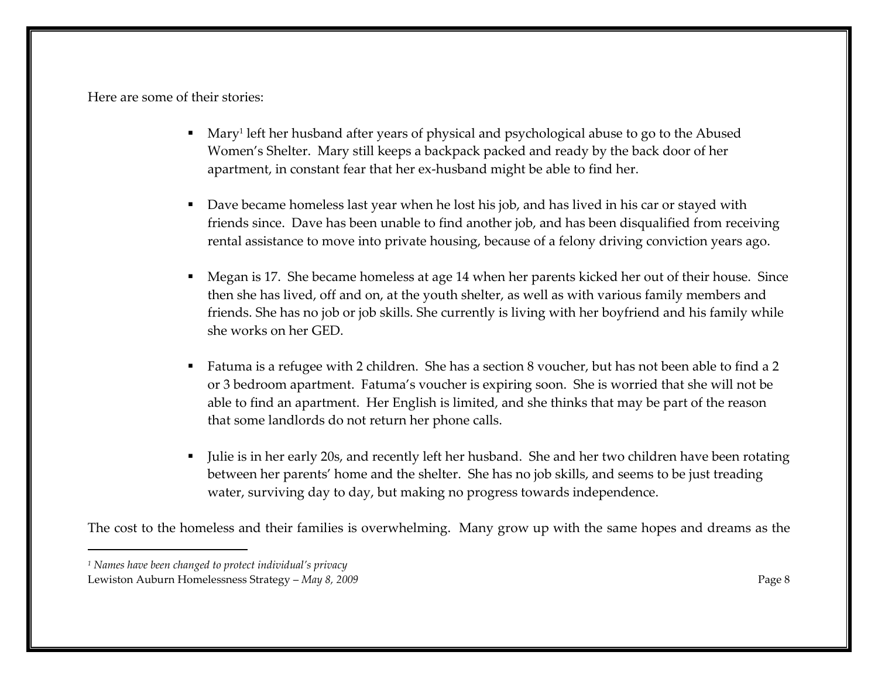Here are some of their stories:

- Mary[1] left her husband after years of physical and psychological abuse to go to the Abused Women's Shelter. Mary still keeps a backpack packed and ready by the back door of her apartment, in constant fear that her ex-husband might be able to find her.

- Dave became homeless last year when he lost his job, and has lived in his car or stayed with friends since. Dave has been unable to find another job, and has been disqualified from receiving rental assistance to move into private housing, because of a felony driving conviction years ago.

- Megan is 17. She became homeless at age 14 when her parents kicked her out of their house. Since then she has lived, off and on, at the youth shelter, as well as with various family members and friends. She has no job or job skills. She currently is living with her boyfriend and his family while she works on her GED.

- Fatuma is a refugee with 2 children. She has a section 8 voucher, but has not been able to find a 2 or 3 bedroom apartment. Fatuma's voucher is expiring soon. She is worried that she will not be able to find an apartment. Her English is limited, and she thinks that may be part of the reason that some landlords do not return her phone calls.

- Julie is in her early 20s, and recently left her husband. She and her two children have been rotating between her parents' home and the shelter. She has no job skills, and seems to be just treading water, surviving day to day, but making no progress towards independence.

The cost to the homeless and their families is overwhelming. Many grow up with the same hopes and dreams as the

---

[1] *Names have been changed to protect individual's privacy*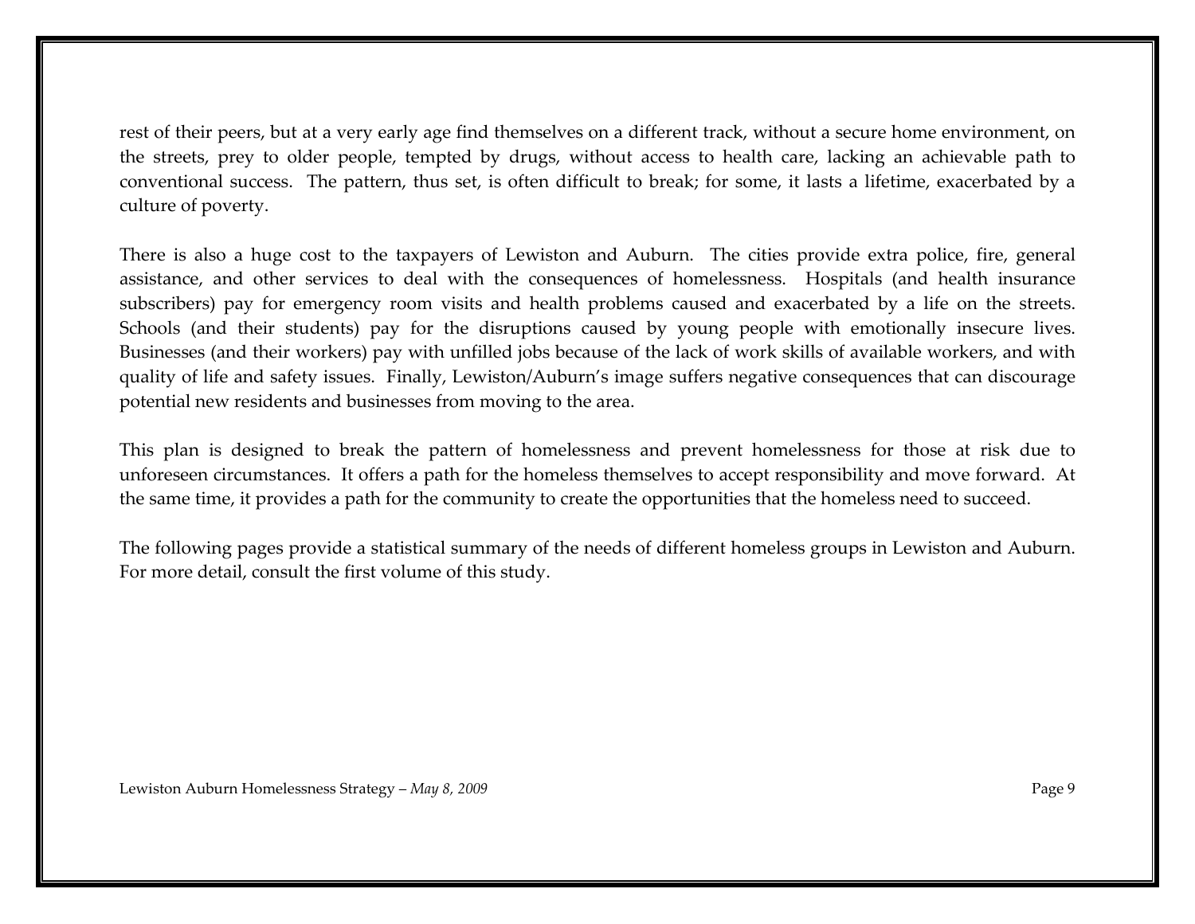rest of their peers, but at a very early age find themselves on a different track, without a secure home environment, on the streets, prey to older people, tempted by drugs, without access to health care, lacking an achievable path to conventional success. The pattern, thus set, is often difficult to break; for some, it lasts a lifetime, exacerbated by a culture of poverty.

There is also a huge cost to the taxpayers of Lewiston and Auburn. The cities provide extra police, fire, general assistance, and other services to deal with the consequences of homelessness. Hospitals (and health insurance subscribers) pay for emergency room visits and health problems caused and exacerbated by a life on the streets. Schools (and their students) pay for the disruptions caused by young people with emotionally insecure lives. Businesses (and their workers) pay with unfilled jobs because of the lack of work skills of available workers, and with quality of life and safety issues. Finally, Lewiston/Auburn's image suffers negative consequences that can discourage potential new residents and businesses from moving to the area.

This plan is designed to break the pattern of homelessness and prevent homelessness for those at risk due to unforeseen circumstances. It offers a path for the homeless themselves to accept responsibility and move forward. At the same time, it provides a path for the community to create the opportunities that the homeless need to succeed.

The following pages provide a statistical summary of the needs of different homeless groups in Lewiston and Auburn. For more detail, consult the first volume of this study.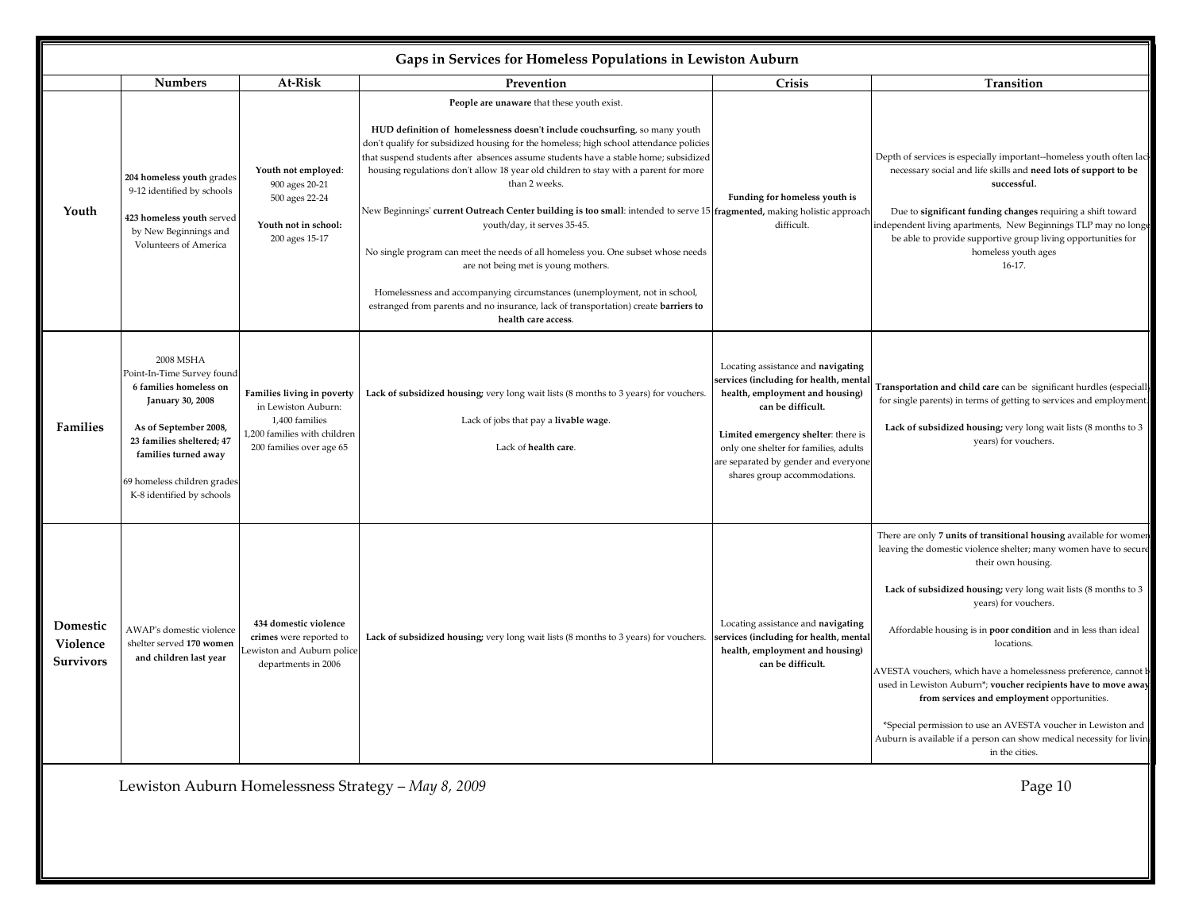## Gaps in Services for Homeless Populations in Lewiston Auburn

| | Numbers | At-Risk | Prevention | Crisis | Transition |
|---|---|---|---|---|---|
| **Youth** | **204 homeless youth** grades 9-12 identified by schools<br><br>**423 homeless youth** served by New Beginnings and Volunteers of America | **Youth not employed**:<br>900 ages 20-21<br>500 ages 22-24<br><br>**Youth not in school:**<br>200 ages 15-17 | **People are unaware** that these youth exist.<br><br>**HUD definition of homelessness doesn't include couchsurfing**, so many youth don't qualify for subsidized housing for the homeless; high school attendance policies that suspend students after absences assume students have a stable home; subsidized housing regulations don't allow 18 year old children to stay with a parent for more than 2 weeks.<br><br>New Beginnings' **current Outreach Center building is too small**: intended to serve 15 youth/day, it serves 35-45.<br><br>No single program can meet the needs of all homeless you. One subset whose needs are not being met is young mothers.<br><br>Homelessness and accompanying circumstances (unemployment, not in school, estranged from parents and no insurance, lack of transportation) create **barriers to health care access**. | **Funding for homeless youth is fragmented,** making holistic approach difficult. | Depth of services is especially important--homeless youth often lack necessary social and life skills and **need lots of support to be successful.**<br><br>Due to **significant funding changes** requiring a shift toward independent living apartments, New Beginnings TLP may no longer be able to provide supportive group living opportunities for homeless youth ages 16-17. |
| **Families** | 2008 MSHA Point-In-Time Survey found **6 families homeless on January 30, 2008**<br><br>**As of September 2008, 23 families sheltered; 47 families turned away**<br><br>69 homeless children grades K-8 identified by schools | **Families living in poverty** in Lewiston Auburn:<br>1,400 families<br>1,200 families with children<br>200 families over age 65 | **Lack of subsidized housing;** very long wait lists (8 months to 3 years) for vouchers.<br><br>Lack of jobs that pay a **livable wage**.<br><br>Lack of **health care**. | Locating assistance and **navigating services (including for health, mental health, employment and housing) can be difficult.**<br><br>**Limited emergency shelter**: there is only one shelter for families, adults are separated by gender and everyone shares group accommodations. | **Transportation and child care** can be significant hurdles (especially for single parents) in terms of getting to services and employment.<br><br>**Lack of subsidized housing;** very long wait lists (8 months to 3 years) for vouchers. |
| **Domestic Violence Survivors** | AWAP's domestic violence shelter served **170 women and children last year** | **434 domestic violence crimes** were reported to Lewiston and Auburn police departments in 2006 | **Lack of subsidized housing;** very long wait lists (8 months to 3 years) for vouchers. | Locating assistance and **navigating services (including for health, mental health, employment and housing) can be difficult.** | There are only **7 units of transitional housing** available for women leaving the domestic violence shelter; many women have to secure their own housing.<br><br>**Lack of subsidized housing;** very long wait lists (8 months to 3 years) for vouchers.<br><br>Affordable housing is in **poor condition** and in less than ideal locations.<br><br>AVESTA vouchers, which have a homelessness preference, cannot be used in Lewiston Auburn*; **voucher recipients have to move away from services and employment** opportunities.<br><br>*Special permission to use an AVESTA voucher in Lewiston and Auburn is available if a person can show medical necessity for living in the cities. |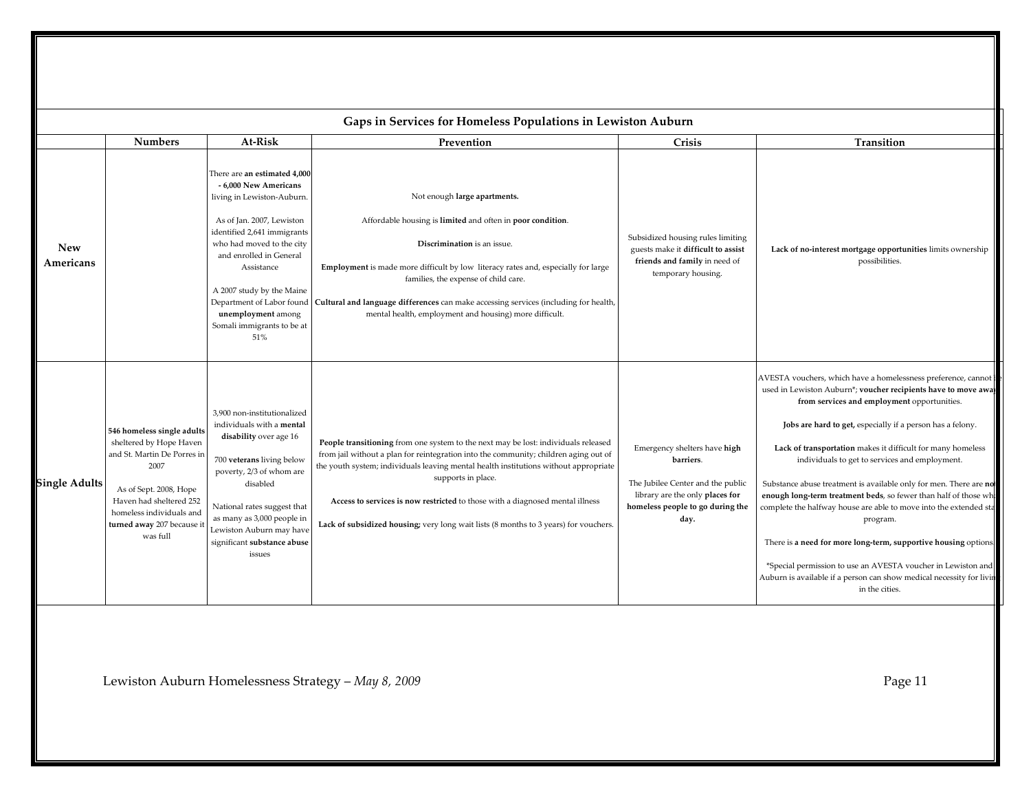| Gaps in Services for Homeless Populations in Lewiston Auburn | | | | | |
|---|---|---|---|---|---|
| | **Numbers** | **At-Risk** | **Prevention** | **Crisis** | **Transition** |
| **New Americans** | | There are **an estimated 4,000 - 6,000 New Americans** living in Lewiston-Auburn.<br><br>As of Jan. 2007, Lewiston identified 2,641 immigrants who had moved to the city and enrolled in General Assistance<br><br>A 2007 study by the Maine Department of Labor found **unemployment** among Somali immigrants to be at 51% | Not enough **large apartments.**<br><br>Affordable housing is **limited** and often in **poor condition**.<br><br>**Discrimination** is an issue.<br><br>**Employment** is made more difficult by low literacy rates and, especially for large families, the expense of child care.<br><br>**Cultural and language differences** can make accessing services (including for health, mental health, employment and housing) more difficult. | Subsidized housing rules limiting guests make it **difficult to assist friends and family** in need of temporary housing. | **Lack of no-interest mortgage opportunities** limits ownership possibilities. |
| **Single Adults** | **546 homeless single adults** sheltered by Hope Haven and St. Martin De Porres in 2007<br><br>As of Sept. 2008, Hope Haven had sheltered 252 homeless individuals and **turned away** 207 because it was full | 3,900 non-institutionalized individuals with a **mental disability** over age 16<br><br>700 **veterans** living below poverty, 2/3 of whom are disabled<br><br>National rates suggest that as many as 3,000 people in Lewiston Auburn may have significant **substance abuse** issues | **People transitioning** from one system to the next may be lost: individuals released from jail without a plan for reintegration into the community; children aging out of the youth system; individuals leaving mental health institutions without appropriate supports in place.<br><br>**Access to services is now restricted** to those with a diagnosed mental illness<br><br>**Lack of subsidized housing;** very long wait lists (8 months to 3 years) for vouchers. | Emergency shelters have **high barriers**.<br><br>The Jubilee Center and the public library are the only **places for homeless people to go during the day.** | AVESTA vouchers, which have a homelessness preference, cannot be used in Lewiston Auburn*; **voucher recipients have to move away from services and employment** opportunities.<br><br>**Jobs are hard to get,** especially if a person has a felony.<br><br>**Lack of transportation** makes it difficult for many homeless individuals to get to services and employment.<br><br>Substance abuse treatment is available only for men. There are **not enough long-term treatment beds**, so fewer than half of those who complete the halfway house are able to move into the extended stay program.<br><br>There is **a need for more long-term, supportive housing** options.<br><br>*Special permission to use an AVESTA voucher in Lewiston and Auburn is available if a person can show medical necessity for living in the cities. |

Lewiston Auburn Homelessness Strategy – *May 8, 2009*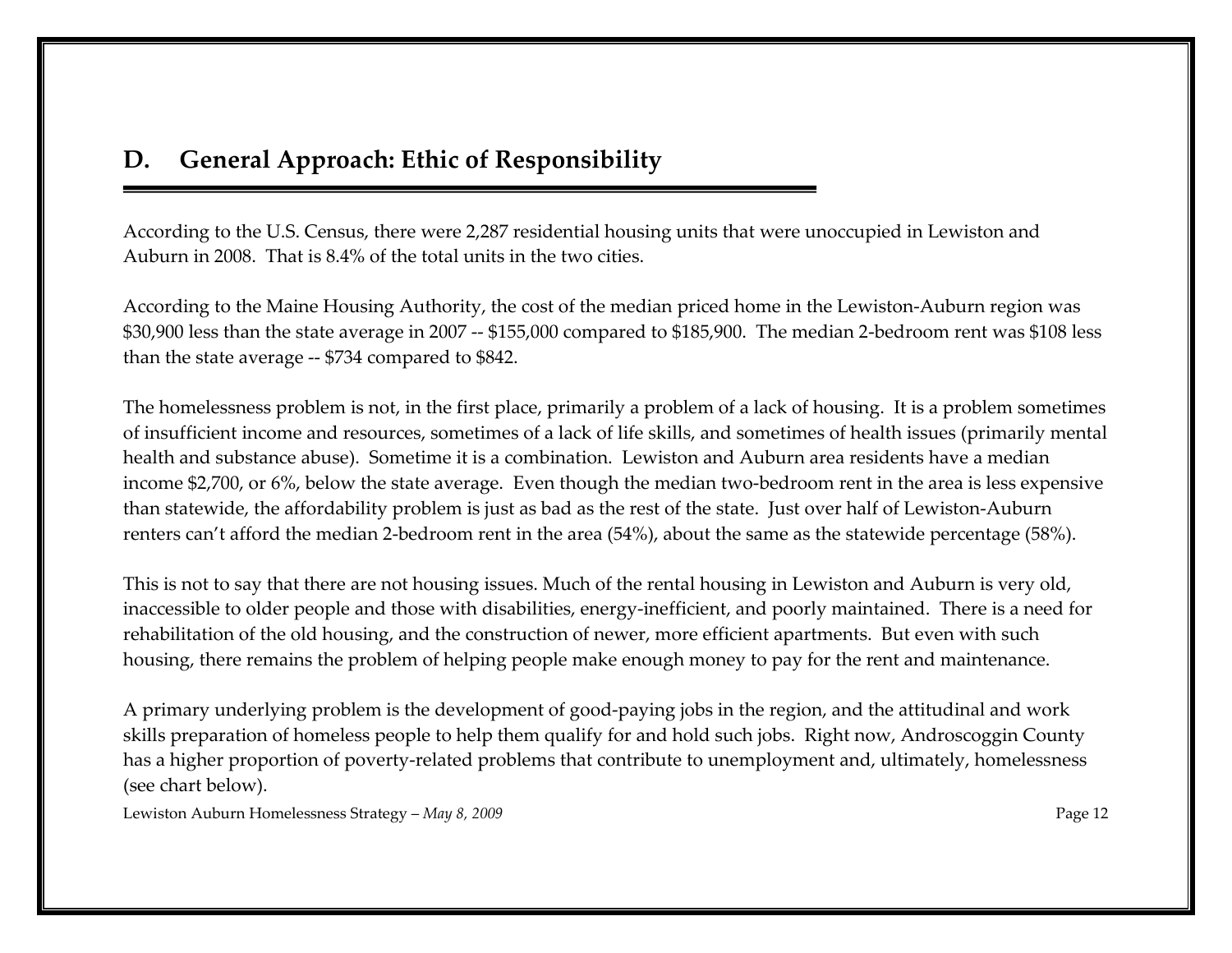## D. General Approach: Ethic of Responsibility

According to the U.S. Census, there were 2,287 residential housing units that were unoccupied in Lewiston and Auburn in 2008. That is 8.4% of the total units in the two cities.

According to the Maine Housing Authority, the cost of the median priced home in the Lewiston-Auburn region was $30,900 less than the state average in 2007 -- $155,000 compared to $185,900. The median 2-bedroom rent was $108 less than the state average -- $734 compared to $842.

The homelessness problem is not, in the first place, primarily a problem of a lack of housing. It is a problem sometimes of insufficient income and resources, sometimes of a lack of life skills, and sometimes of health issues (primarily mental health and substance abuse). Sometime it is a combination. Lewiston and Auburn area residents have a median income $2,700, or 6%, below the state average. Even though the median two-bedroom rent in the area is less expensive than statewide, the affordability problem is just as bad as the rest of the state. Just over half of Lewiston-Auburn renters can't afford the median 2-bedroom rent in the area (54%), about the same as the statewide percentage (58%).

This is not to say that there are not housing issues. Much of the rental housing in Lewiston and Auburn is very old, inaccessible to older people and those with disabilities, energy-inefficient, and poorly maintained. There is a need for rehabilitation of the old housing, and the construction of newer, more efficient apartments. But even with such housing, there remains the problem of helping people make enough money to pay for the rent and maintenance.

A primary underlying problem is the development of good-paying jobs in the region, and the attitudinal and work skills preparation of homeless people to help them qualify for and hold such jobs. Right now, Androscoggin County has a higher proportion of poverty-related problems that contribute to unemployment and, ultimately, homelessness (see chart below).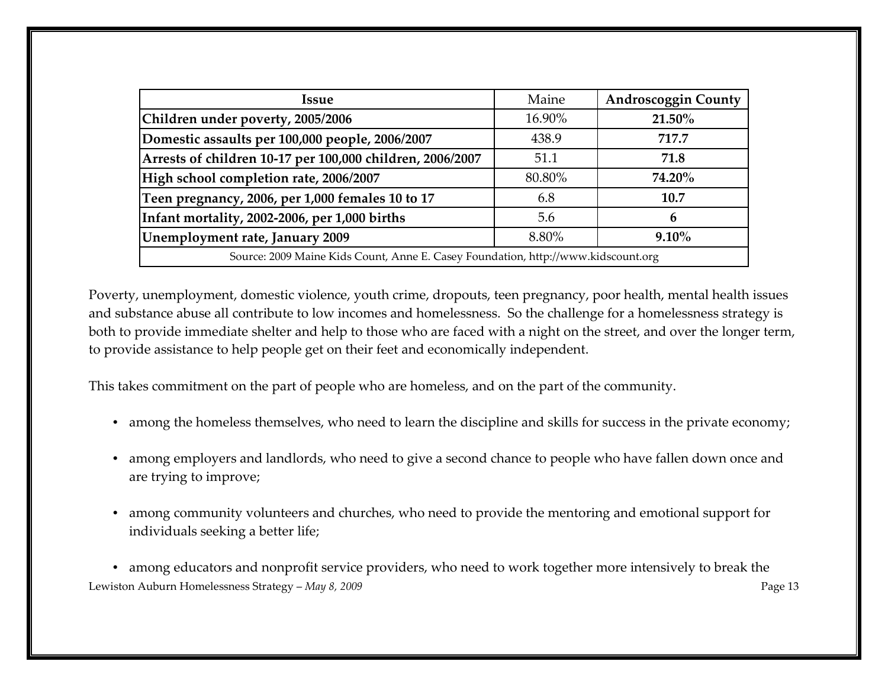| **Issue** | Maine | **Androscoggin County** |
|---|---|---|
| **Children under poverty, 2005/2006** | 16.90% | **21.50%** |
| **Domestic assaults per 100,000 people, 2006/2007** | 438.9 | **717.7** |
| **Arrests of children 10-17 per 100,000 children, 2006/2007** | 51.1 | **71.8** |
| **High school completion rate, 2006/2007** | 80.80% | **74.20%** |
| **Teen pregnancy, 2006, per 1,000 females 10 to 17** | 6.8 | **10.7** |
| **Infant mortality, 2002-2006, per 1,000 births** | 5.6 | **6** |
| **Unemployment rate, January 2009** | 8.80% | **9.10%** |
| Source: 2009 Maine Kids Count, Anne E. Casey Foundation, http://www.kidscount.org | | |

Poverty, unemployment, domestic violence, youth crime, dropouts, teen pregnancy, poor health, mental health issues and substance abuse all contribute to low incomes and homelessness. So the challenge for a homelessness strategy is both to provide immediate shelter and help to those who are faced with a night on the street, and over the longer term, to provide assistance to help people get on their feet and economically independent.

This takes commitment on the part of people who are homeless, and on the part of the community.

- among the homeless themselves, who need to learn the discipline and skills for success in the private economy;
- among employers and landlords, who need to give a second chance to people who have fallen down once and are trying to improve;
- among community volunteers and churches, who need to provide the mentoring and emotional support for individuals seeking a better life;
- among educators and nonprofit service providers, who need to work together more intensively to break the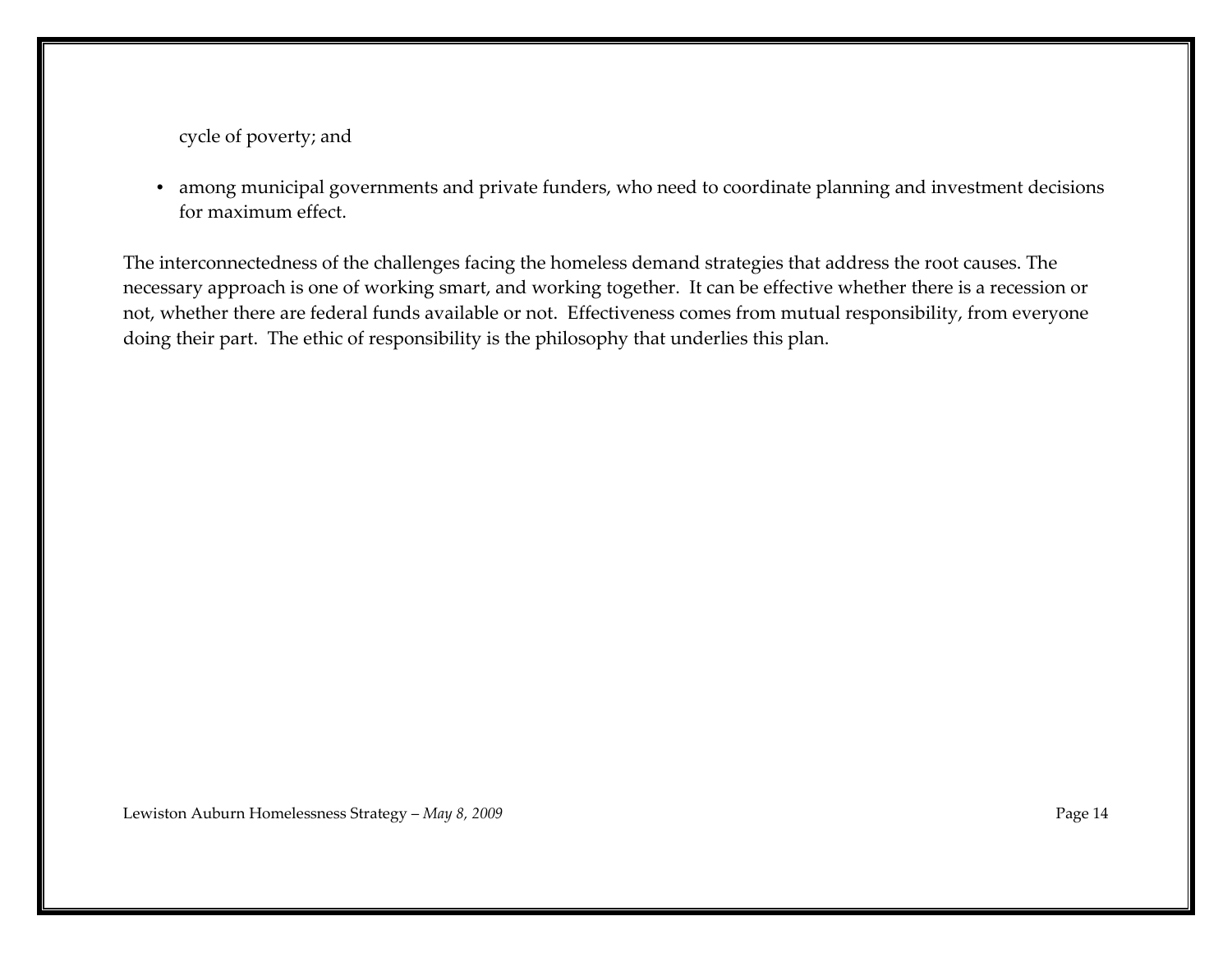cycle of poverty; and

- among municipal governments and private funders, who need to coordinate planning and investment decisions for maximum effect.

The interconnectedness of the challenges facing the homeless demand strategies that address the root causes. The necessary approach is one of working smart, and working together. It can be effective whether there is a recession or not, whether there are federal funds available or not. Effectiveness comes from mutual responsibility, from everyone doing their part. The ethic of responsibility is the philosophy that underlies this plan.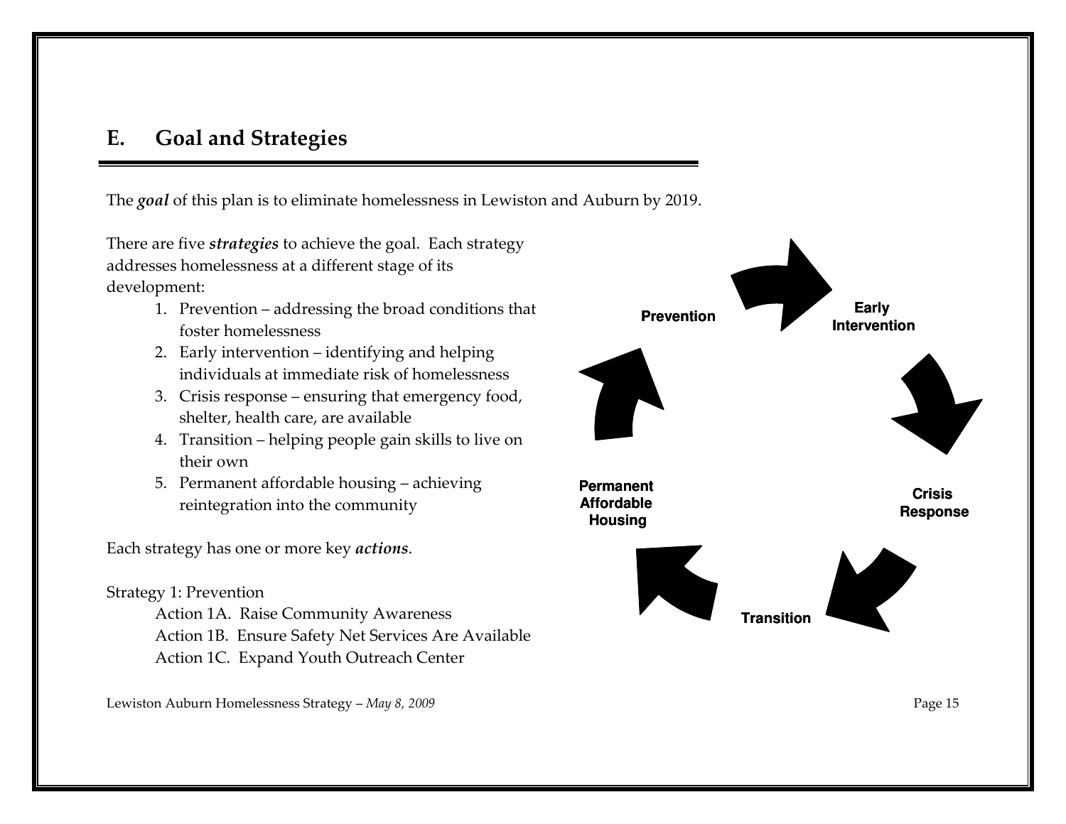## E. Goal and Strategies

The ***goal*** of this plan is to eliminate homelessness in Lewiston and Auburn by 2019.

There are five ***strategies*** to achieve the goal. Each strategy addresses homelessness at a different stage of its development:

1. Prevention – addressing the broad conditions that foster homelessness
2. Early intervention – identifying and helping individuals at immediate risk of homelessness
3. Crisis response – ensuring that emergency food, shelter, health care, are available
4. Transition – helping people gain skills to live on their own
5. Permanent affordable housing – achieving reintegration into the community

Prevention → Early Intervention → Crisis Response → Transition → Permanent Affordable Housing

Each strategy has one or more key ***actions***.

Strategy 1: Prevention

Action 1A. Raise Community Awareness
Action 1B. Ensure Safety Net Services Are Available
Action 1C. Expand Youth Outreach Center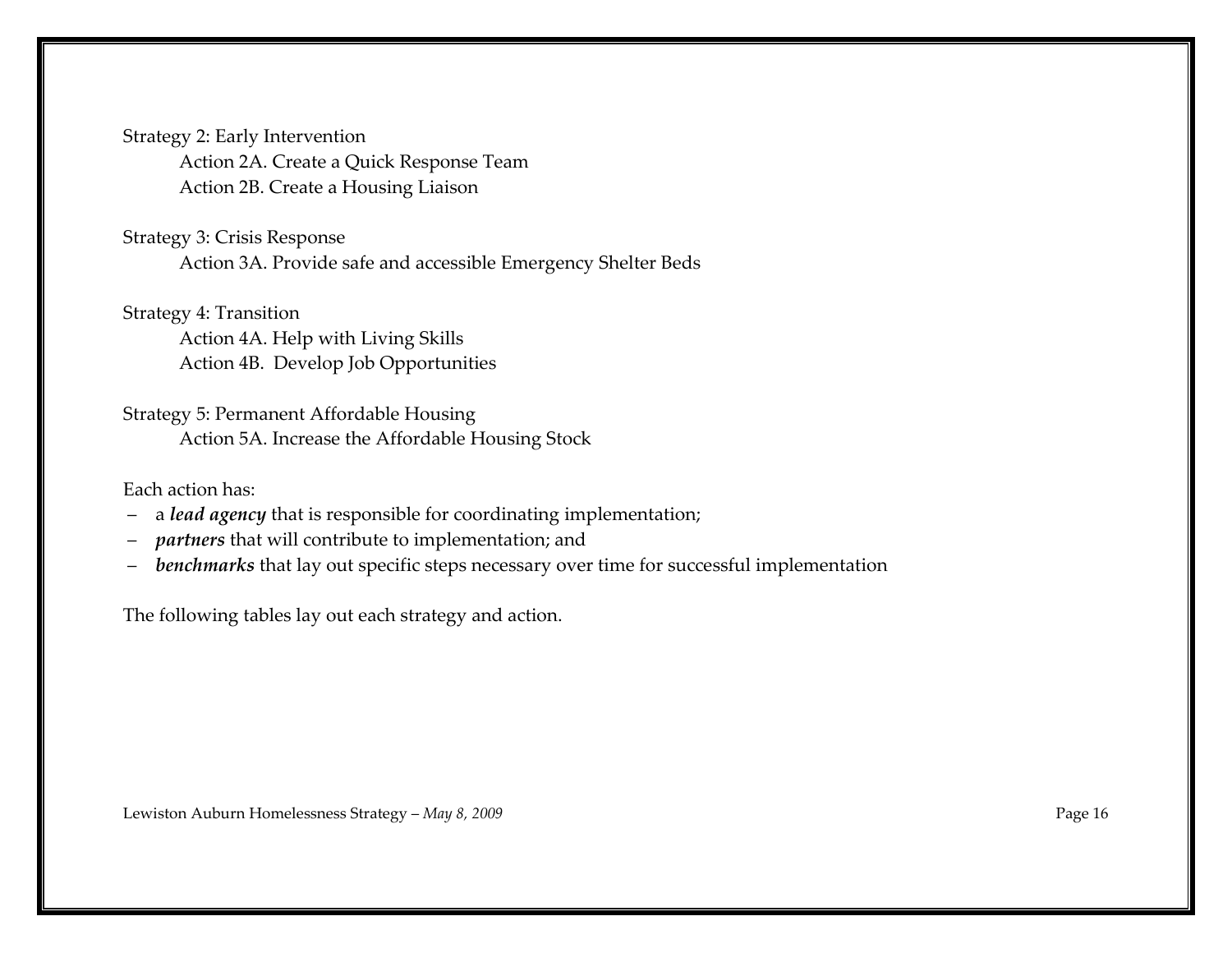Strategy 2: Early Intervention

Action 2A. Create a Quick Response Team

Action 2B. Create a Housing Liaison

Strategy 3: Crisis Response

Action 3A. Provide safe and accessible Emergency Shelter Beds

Strategy 4: Transition

Action 4A. Help with Living Skills

Action 4B. Develop Job Opportunities

Strategy 5: Permanent Affordable Housing

Action 5A. Increase the Affordable Housing Stock

Each action has:

- a ***lead agency*** that is responsible for coordinating implementation;
- ***partners*** that will contribute to implementation; and
- ***benchmarks*** that lay out specific steps necessary over time for successful implementation

The following tables lay out each strategy and action.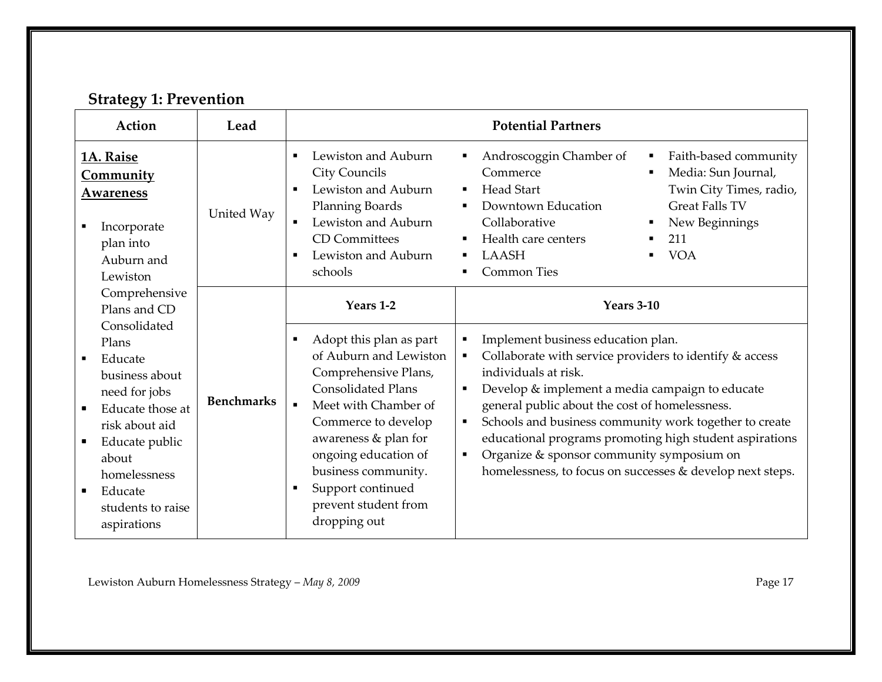## Strategy 1: Prevention

| Action | Lead | Potential Partners | |
|---|---|---|---|
| **1A. Raise Community Awareness**<br><br>▪ Incorporate plan into Auburn and Lewiston Comprehensive Plans and CD Consolidated Plans<br>▪ Educate business about need for jobs<br>▪ Educate those at risk about aid<br>▪ Educate public about homelessness<br>▪ Educate students to raise aspirations | United Way | ▪ Lewiston and Auburn City Councils<br>▪ Lewiston and Auburn Planning Boards<br>▪ Lewiston and Auburn CD Committees<br>▪ Lewiston and Auburn schools | ▪ Androscoggin Chamber of Commerce<br>▪ Head Start<br>▪ Downtown Education Collaborative<br>▪ Health care centers<br>▪ LAASH<br>▪ Common Ties<br>▪ Faith-based community<br>▪ Media: Sun Journal, Twin City Times, radio, Great Falls TV<br>▪ New Beginnings<br>▪ 211<br>▪ VOA |
| | | **Years 1-2** | **Years 3-10** |
| | **Benchmarks** | ▪ Adopt this plan as part of Auburn and Lewiston Comprehensive Plans, Consolidated Plans<br>▪ Meet with Chamber of Commerce to develop awareness & plan for ongoing education of business community.<br>▪ Support continued prevent student from dropping out | ▪ Implement business education plan.<br>▪ Collaborate with service providers to identify & access individuals at risk.<br>▪ Develop & implement a media campaign to educate general public about the cost of homelessness.<br>▪ Schools and business community work together to create educational programs promoting high student aspirations<br>▪ Organize & sponsor community symposium on homelessness, to focus on successes & develop next steps. |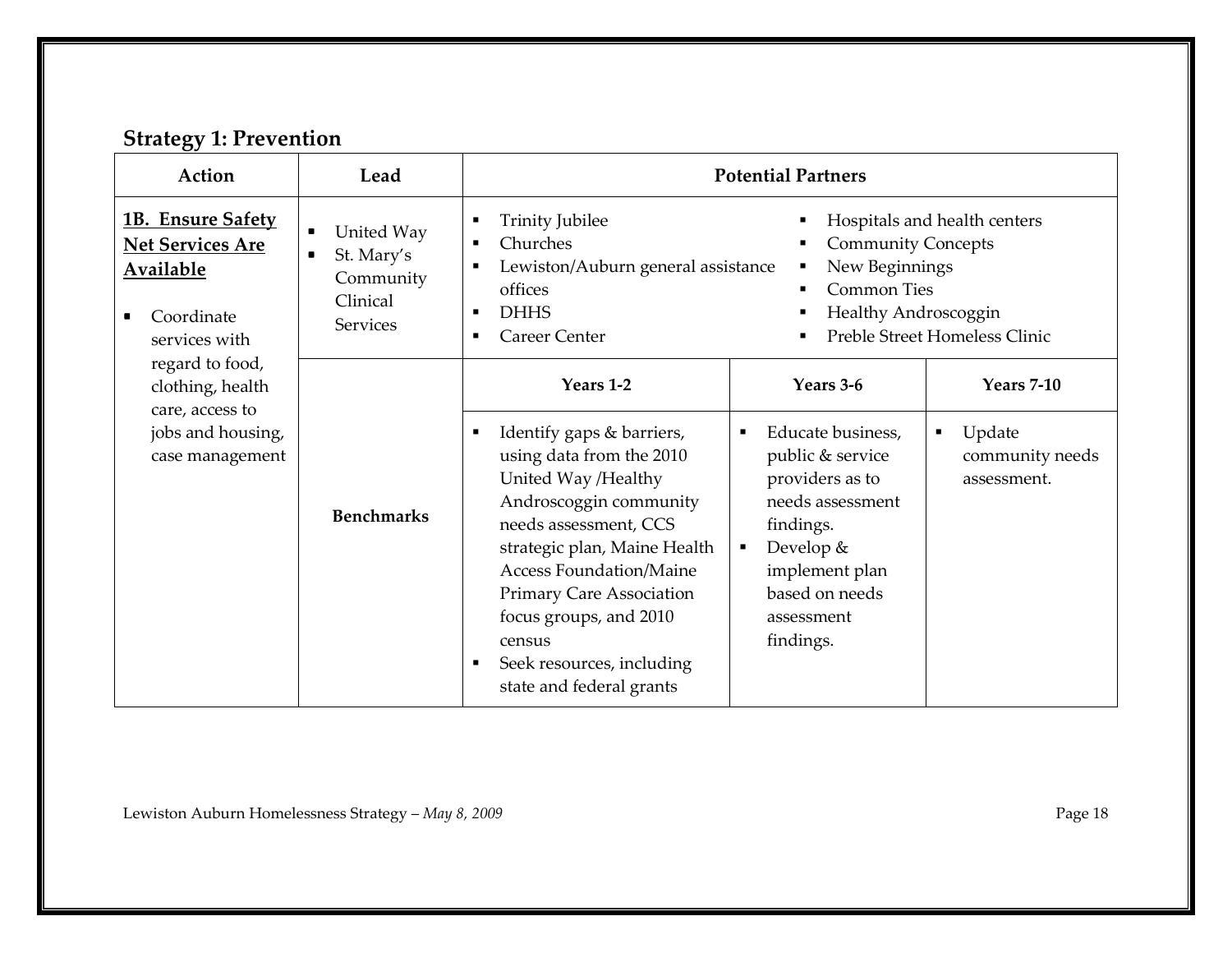## Strategy 1: Prevention

| Action | Lead | Potential Partners | | |
|---|---|---|---|---|
| **1B. Ensure Safety Net Services Are Available**<br><br>▪ Coordinate services with regard to food, clothing, health care, access to jobs and housing, case management | ▪ United Way<br>▪ St. Mary's Community Clinical Services | ▪ Trinity Jubilee<br>▪ Churches<br>▪ Lewiston/Auburn general assistance offices<br>▪ DHHS<br>▪ Career Center<br>▪ Hospitals and health centers<br>▪ Community Concepts<br>▪ New Beginnings<br>▪ Common Ties<br>▪ Healthy Androscoggin<br>▪ Preble Street Homeless Clinic | | |
| | | **Years 1-2** | **Years 3-6** | **Years 7-10** |
| | **Benchmarks** | ▪ Identify gaps & barriers, using data from the 2010 United Way /Healthy Androscoggin community needs assessment, CCS strategic plan, Maine Health Access Foundation/Maine Primary Care Association focus groups, and 2010 census<br>▪ Seek resources, including state and federal grants | ▪ Educate business, public & service providers as to needs assessment findings.<br>▪ Develop & implement plan based on needs assessment findings. | ▪ Update community needs assessment. |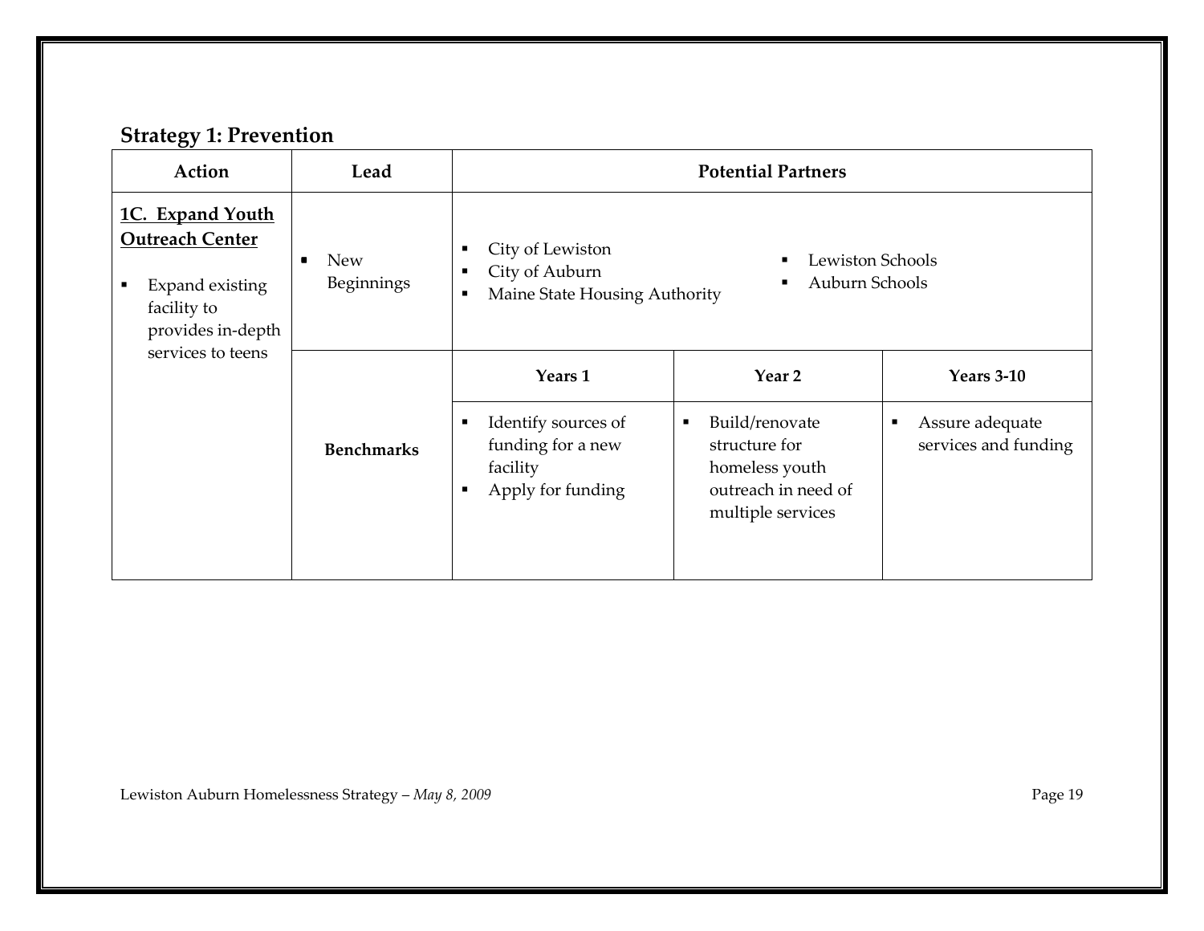## Strategy 1: Prevention

| Action | Lead | Potential Partners | | |
|---|---|---|---|---|
| **1C. Expand Youth Outreach Center**<br><br>▪ Expand existing facility to provides in-depth services to teens | ▪ New Beginnings | ▪ City of Lewiston<br>▪ City of Auburn<br>▪ Maine State Housing Authority<br>▪ Lewiston Schools<br>▪ Auburn Schools | | |
| | | **Years 1** | **Year 2** | **Years 3-10** |
| | **Benchmarks** | ▪ Identify sources of funding for a new facility<br>▪ Apply for funding | ▪ Build/renovate structure for homeless youth outreach in need of multiple services | ▪ Assure adequate services and funding |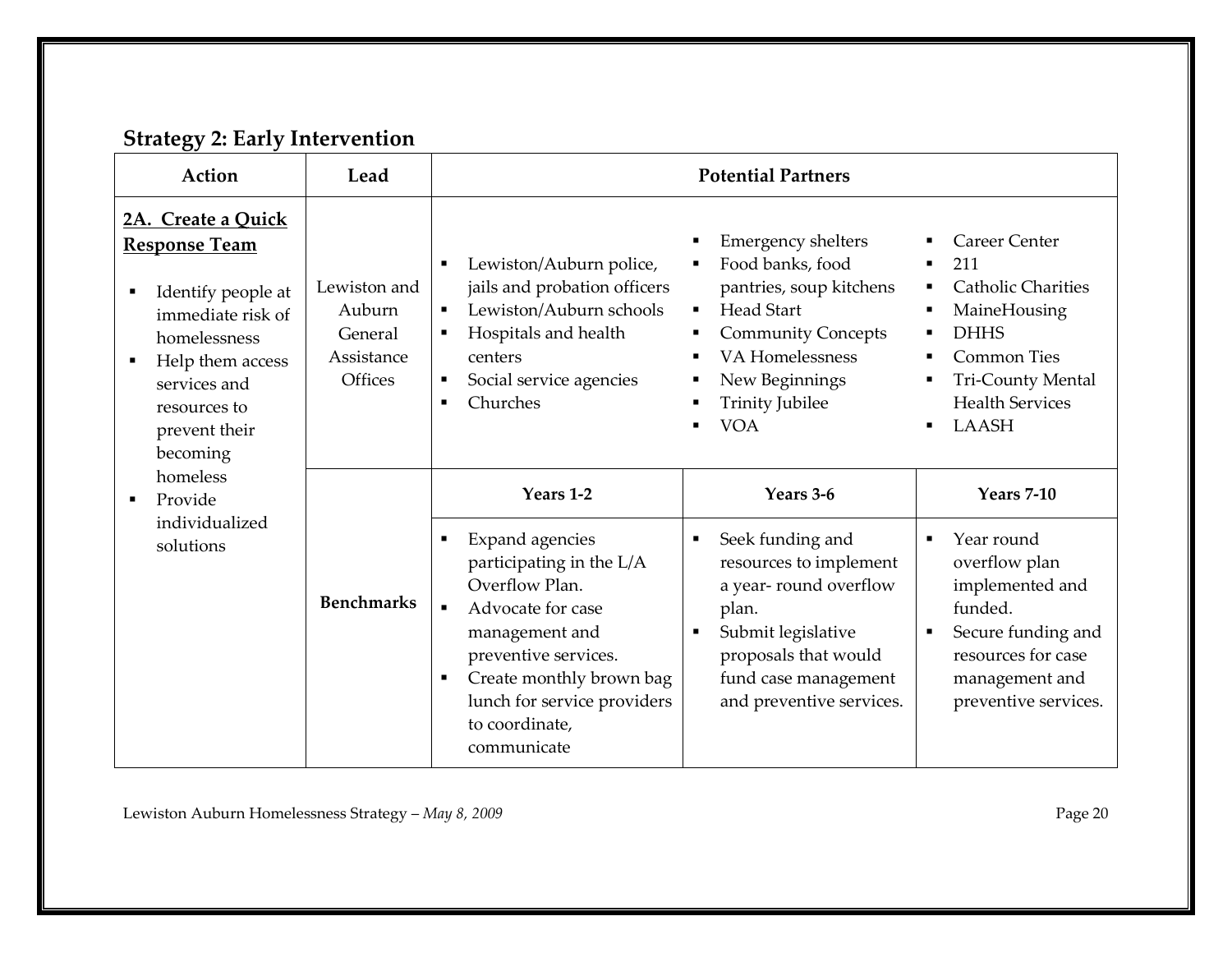## Strategy 2: Early Intervention

| Action | Lead | Potential Partners | | |
|---|---|---|---|---|
| **2A. Create a Quick Response Team**<br>▪ Identify people at immediate risk of homelessness<br>▪ Help them access services and resources to prevent their becoming homeless<br>▪ Provide individualized solutions | Lewiston and Auburn General Assistance Offices | ▪ Lewiston/Auburn police, jails and probation officers<br>▪ Lewiston/Auburn schools<br>▪ Hospitals and health centers<br>▪ Social service agencies<br>▪ Churches | ▪ Emergency shelters<br>▪ Food banks, food pantries, soup kitchens<br>▪ Head Start<br>▪ Community Concepts<br>▪ VA Homelessness<br>▪ New Beginnings<br>▪ Trinity Jubilee<br>▪ VOA | ▪ Career Center<br>▪ 211<br>▪ Catholic Charities<br>▪ MaineHousing<br>▪ DHHS<br>▪ Common Ties<br>▪ Tri-County Mental Health Services<br>▪ LAASH |
| | | **Years 1-2** | **Years 3-6** | **Years 7-10** |
| | **Benchmarks** | ▪ Expand agencies participating in the L/A Overflow Plan.<br>▪ Advocate for case management and preventive services.<br>▪ Create monthly brown bag lunch for service providers to coordinate, communicate | ▪ Seek funding and resources to implement a year- round overflow plan.<br>▪ Submit legislative proposals that would fund case management and preventive services. | ▪ Year round overflow plan implemented and funded.<br>▪ Secure funding and resources for case management and preventive services. |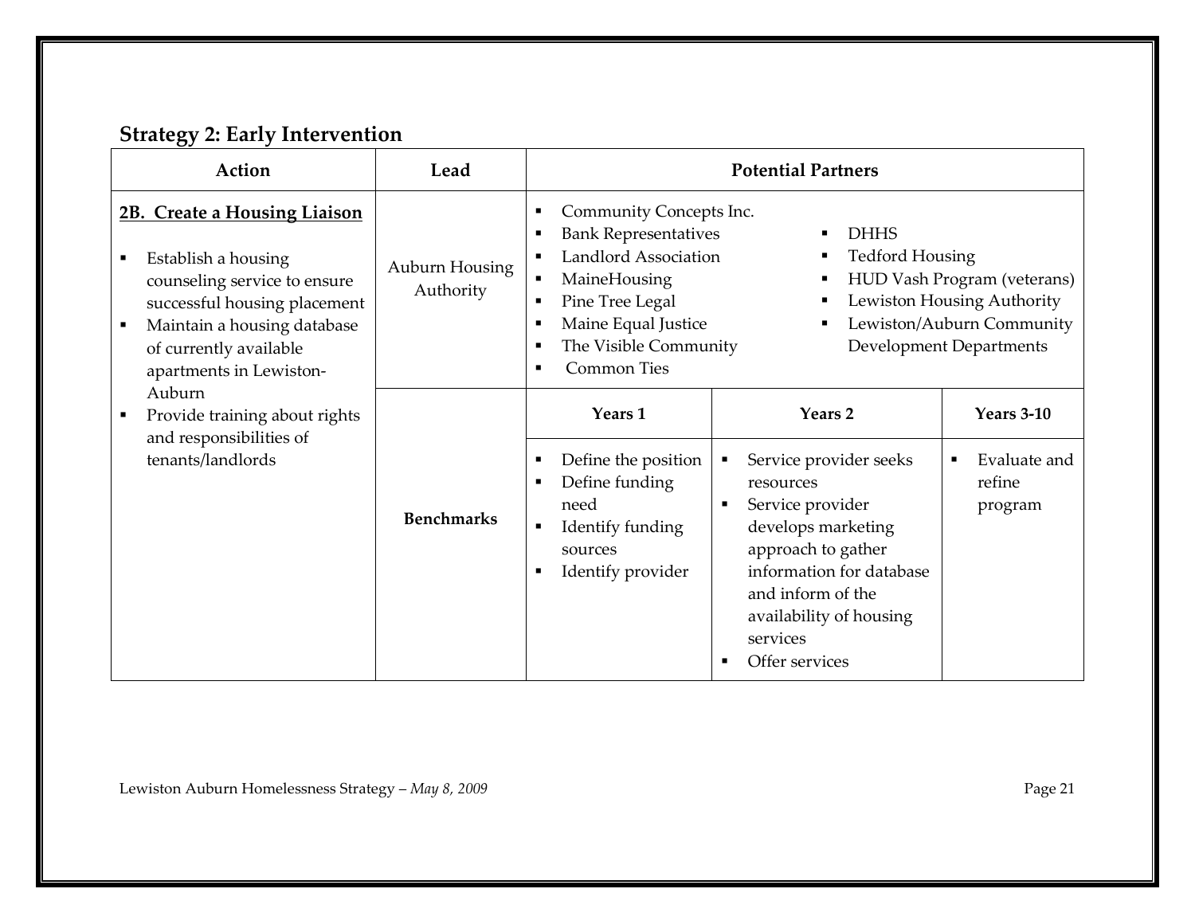## Strategy 2: Early Intervention

| Action | Lead | Potential Partners | | |
|---|---|---|---|---|
| **2B. Create a Housing Liaison**<br>▪ Establish a housing counseling service to ensure successful housing placement<br>▪ Maintain a housing database of currently available apartments in Lewiston-Auburn<br>▪ Provide training about rights and responsibilities of tenants/landlords | Auburn Housing Authority | ▪ Community Concepts Inc.<br>▪ Bank Representatives<br>▪ Landlord Association<br>▪ MaineHousing<br>▪ Pine Tree Legal<br>▪ Maine Equal Justice<br>▪ The Visible Community<br>▪ Common Ties<br>▪ DHHS<br>▪ Tedford Housing<br>▪ HUD Vash Program (veterans)<br>▪ Lewiston Housing Authority<br>▪ Lewiston/Auburn Community Development Departments | | |
| | | **Years 1** | **Years 2** | **Years 3-10** |
| | **Benchmarks** | ▪ Define the position<br>▪ Define funding need<br>▪ Identify funding sources<br>▪ Identify provider | ▪ Service provider seeks resources<br>▪ Service provider develops marketing approach to gather information for database and inform of the availability of housing services<br>▪ Offer services | ▪ Evaluate and refine program |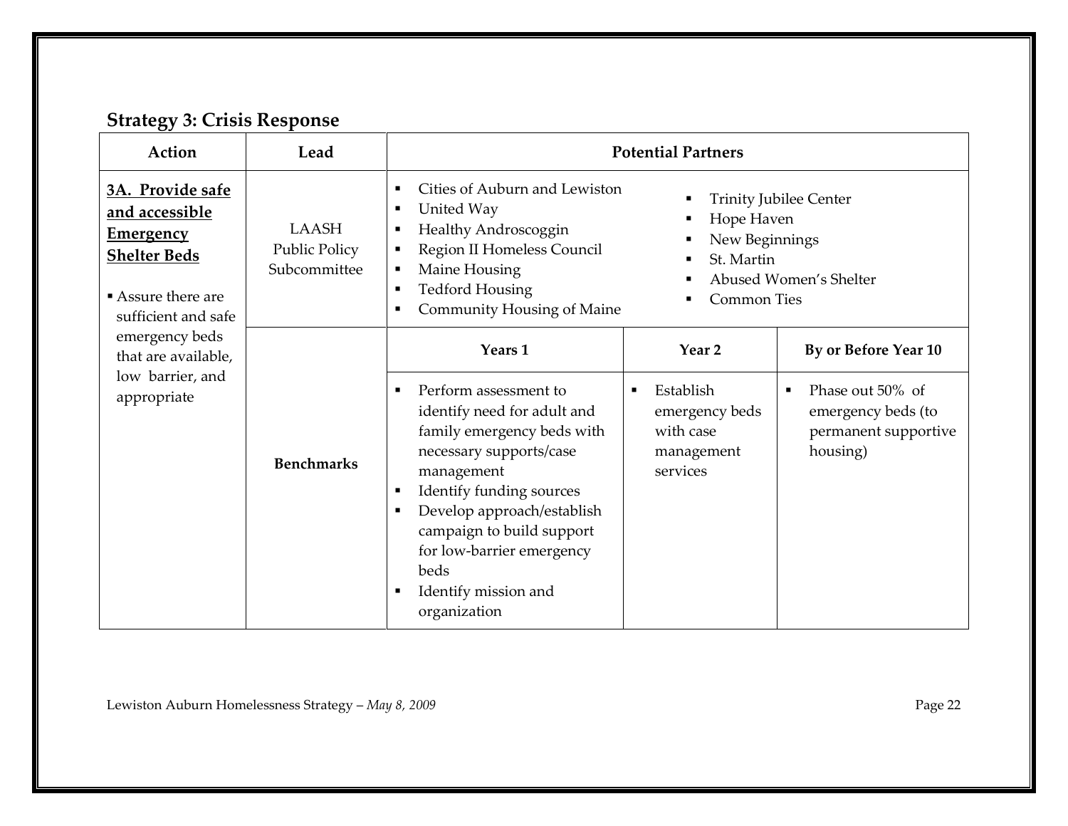## Strategy 3: Crisis Response

| Action | Lead | Potential Partners | | |
|---|---|---|---|---|
| **3A. Provide safe and accessible Emergency Shelter Beds**<br><br>▪ Assure there are sufficient and safe emergency beds that are available, low barrier, and appropriate | LAASH Public Policy Subcommittee | ▪ Cities of Auburn and Lewiston<br>▪ United Way<br>▪ Healthy Androscoggin<br>▪ Region II Homeless Council<br>▪ Maine Housing<br>▪ Tedford Housing<br>▪ Community Housing of Maine | ▪ Trinity Jubilee Center<br>▪ Hope Haven<br>▪ New Beginnings<br>▪ St. Martin<br>▪ Abused Women's Shelter<br>▪ Common Ties | |
| | | **Years 1** | **Year 2** | **By or Before Year 10** |
| | **Benchmarks** | ▪ Perform assessment to identify need for adult and family emergency beds with necessary supports/case management<br>▪ Identify funding sources<br>▪ Develop approach/establish campaign to build support for low-barrier emergency beds<br>▪ Identify mission and organization | ▪ Establish emergency beds with case management services | ▪ Phase out 50% of emergency beds (to permanent supportive housing) |

Lewiston Auburn Homelessness Strategy – *May 8, 2009*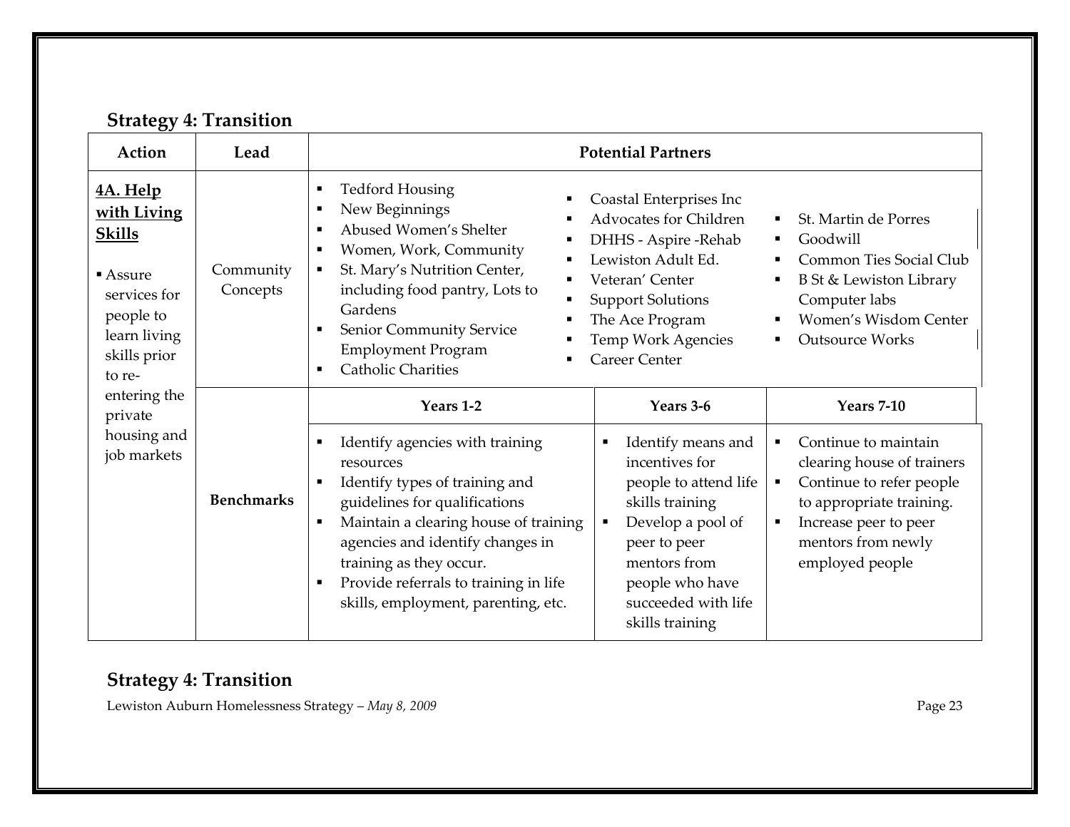## Strategy 4: Transition

| Action | Lead | Potential Partners | | |
|---|---|---|---|---|
| **4A. Help with Living Skills**<br><br>▪ Assure services for people to learn living skills prior to re-entering the private housing and job markets | Community Concepts | ▪ Tedford Housing<br>▪ New Beginnings<br>▪ Abused Women's Shelter<br>▪ Women, Work, Community<br>▪ St. Mary's Nutrition Center, including food pantry, Lots to Gardens<br>▪ Senior Community Service Employment Program<br>▪ Catholic Charities | ▪ Coastal Enterprises Inc<br>▪ Advocates for Children<br>▪ DHHS - Aspire -Rehab<br>▪ Lewiston Adult Ed.<br>▪ Veteran' Center<br>▪ Support Solutions<br>▪ The Ace Program<br>▪ Temp Work Agencies<br>▪ Career Center | ▪ St. Martin de Porres<br>▪ Goodwill<br>▪ Common Ties Social Club<br>▪ B St & Lewiston Library Computer labs<br>▪ Women's Wisdom Center<br>▪ Outsource Works |
| | | **Years 1-2** | **Years 3-6** | **Years 7-10** |
| | **Benchmarks** | ▪ Identify agencies with training resources<br>▪ Identify types of training and guidelines for qualifications<br>▪ Maintain a clearing house of training agencies and identify changes in training as they occur.<br>▪ Provide referrals to training in life skills, employment, parenting, etc. | ▪ Identify means and incentives for people to attend life skills training<br>▪ Develop a pool of peer to peer mentors from people who have succeeded with life skills training | ▪ Continue to maintain clearing house of trainers<br>▪ Continue to refer people to appropriate training.<br>▪ Increase peer to peer mentors from newly employed people |

## Strategy 4: Transition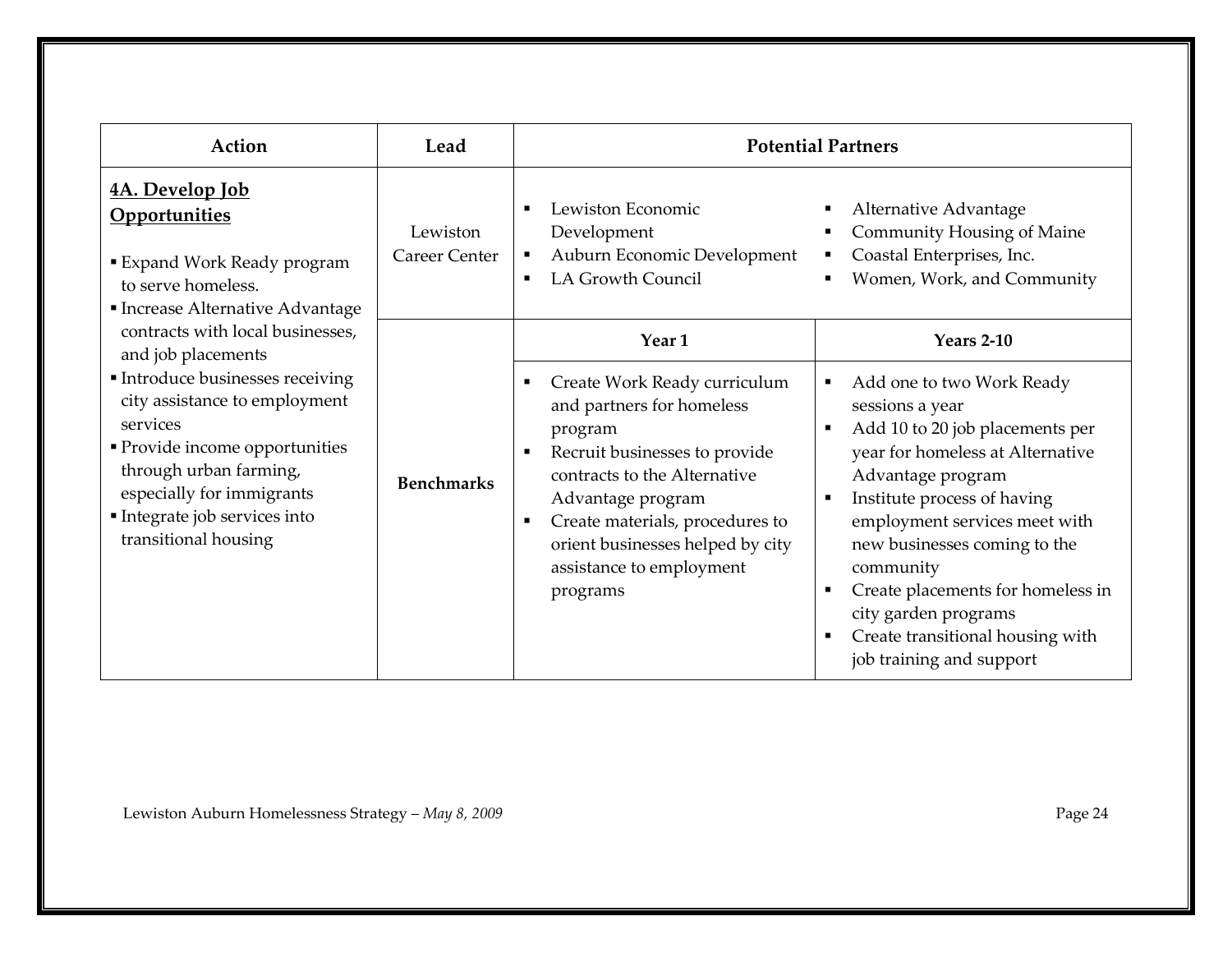| Action | Lead | Potential Partners | |
|---|---|---|---|
| **4A. Develop Job Opportunities**<br><br>▪ Expand Work Ready program to serve homeless.<br>▪ Increase Alternative Advantage contracts with local businesses, and job placements<br>▪ Introduce businesses receiving city assistance to employment services<br>▪ Provide income opportunities through urban farming, especially for immigrants<br>▪ Integrate job services into transitional housing | Lewiston Career Center | ▪ Lewiston Economic Development<br>▪ Auburn Economic Development<br>▪ LA Growth Council | ▪ Alternative Advantage<br>▪ Community Housing of Maine<br>▪ Coastal Enterprises, Inc.<br>▪ Women, Work, and Community |
| | | **Year 1** | **Years 2-10** |
| | **Benchmarks** | ▪ Create Work Ready curriculum and partners for homeless program<br>▪ Recruit businesses to provide contracts to the Alternative Advantage program<br>▪ Create materials, procedures to orient businesses helped by city assistance to employment programs | ▪ Add one to two Work Ready sessions a year<br>▪ Add 10 to 20 job placements per year for homeless at Alternative Advantage program<br>▪ Institute process of having employment services meet with new businesses coming to the community<br>▪ Create placements for homeless in city garden programs<br>▪ Create transitional housing with job training and support |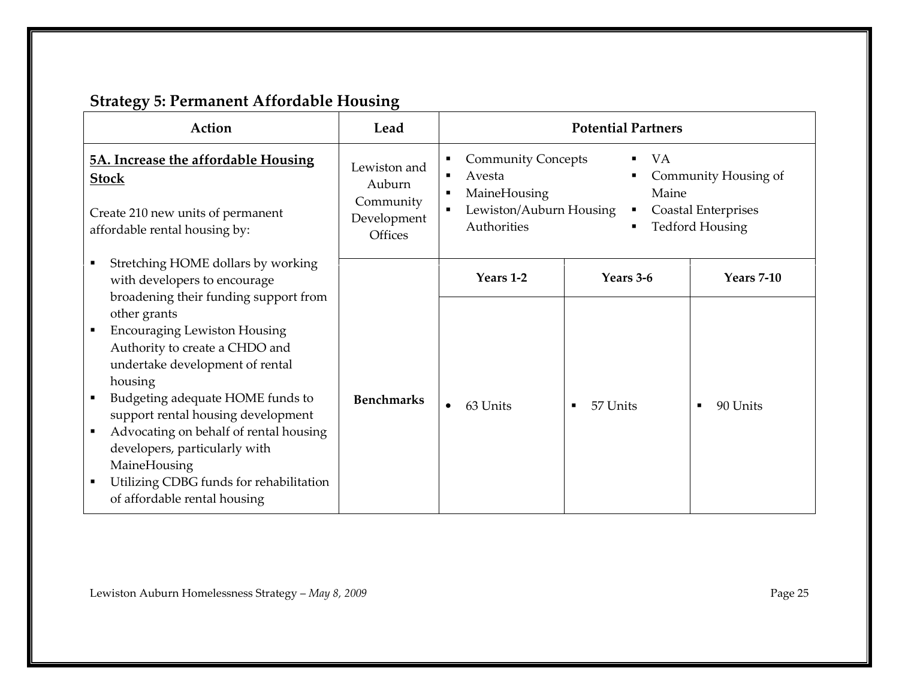## Strategy 5: Permanent Affordable Housing

| Action | Lead | Potential Partners | | |
|---|---|---|---|---|
| **5A. Increase the affordable Housing Stock**<br><br>Create 210 new units of permanent affordable rental housing by:<br><br>▪ Stretching HOME dollars by working with developers to encourage broadening their funding support from other grants<br>▪ Encouraging Lewiston Housing Authority to create a CHDO and undertake development of rental housing<br>▪ Budgeting adequate HOME funds to support rental housing development<br>▪ Advocating on behalf of rental housing developers, particularly with MaineHousing<br>▪ Utilizing CDBG funds for rehabilitation of affordable rental housing | Lewiston and Auburn Community Development Offices | ▪ Community Concepts<br>▪ Avesta<br>▪ MaineHousing<br>▪ Lewiston/Auburn Housing Authorities<br>▪ VA<br>▪ Community Housing of Maine<br>▪ Coastal Enterprises<br>▪ Tedford Housing | | |
| | | **Years 1-2** | **Years 3-6** | **Years 7-10** |
| | **Benchmarks** | • 63 Units | ▪ 57 Units | ▪ 90 Units |

Lewiston Auburn Homelessness Strategy – *May 8, 2009*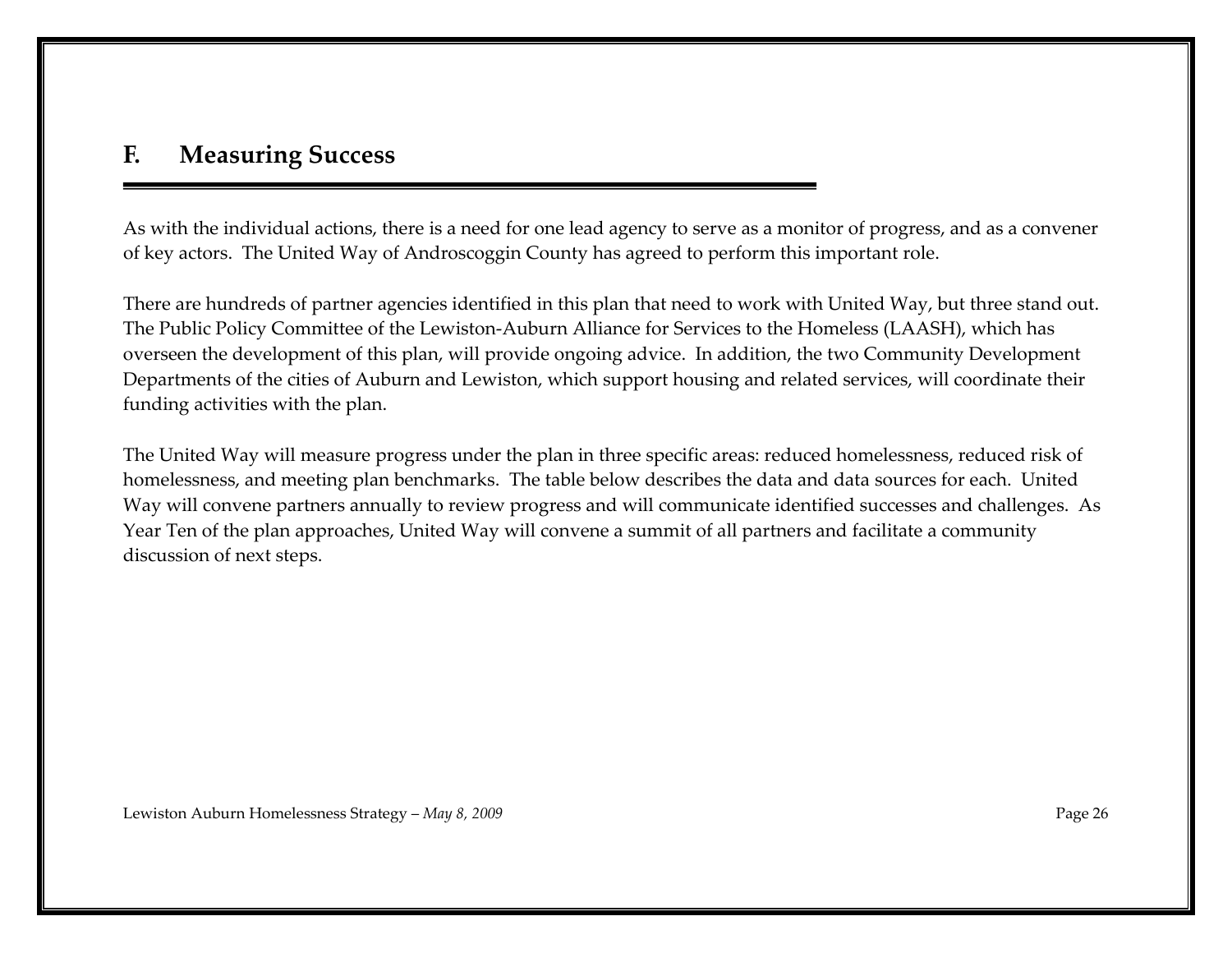## F. Measuring Success

As with the individual actions, there is a need for one lead agency to serve as a monitor of progress, and as a convener of key actors. The United Way of Androscoggin County has agreed to perform this important role.

There are hundreds of partner agencies identified in this plan that need to work with United Way, but three stand out. The Public Policy Committee of the Lewiston-Auburn Alliance for Services to the Homeless (LAASH), which has overseen the development of this plan, will provide ongoing advice. In addition, the two Community Development Departments of the cities of Auburn and Lewiston, which support housing and related services, will coordinate their funding activities with the plan.

The United Way will measure progress under the plan in three specific areas: reduced homelessness, reduced risk of homelessness, and meeting plan benchmarks. The table below describes the data and data sources for each. United Way will convene partners annually to review progress and will communicate identified successes and challenges. As Year Ten of the plan approaches, United Way will convene a summit of all partners and facilitate a community discussion of next steps.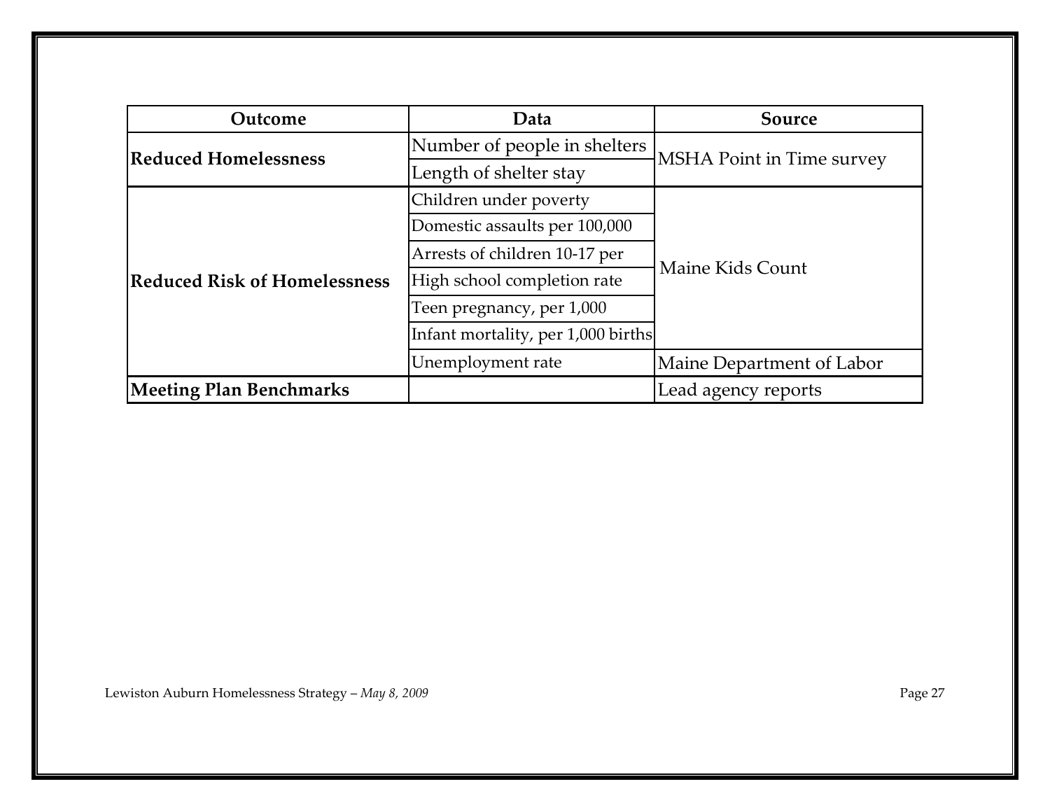| Outcome | Data | Source |
|---|---|---|
| **Reduced Homelessness** | Number of people in shelters | MSHA Point in Time survey |
| | Length of shelter stay | |
| **Reduced Risk of Homelessness** | Children under poverty | Maine Kids Count |
| | Domestic assaults per 100,000 | |
| | Arrests of children 10-17 per | |
| | High school completion rate | |
| | Teen pregnancy, per 1,000 | |
| | Infant mortality, per 1,000 births | |
| | Unemployment rate | Maine Department of Labor |
| **Meeting Plan Benchmarks** | | Lead agency reports |